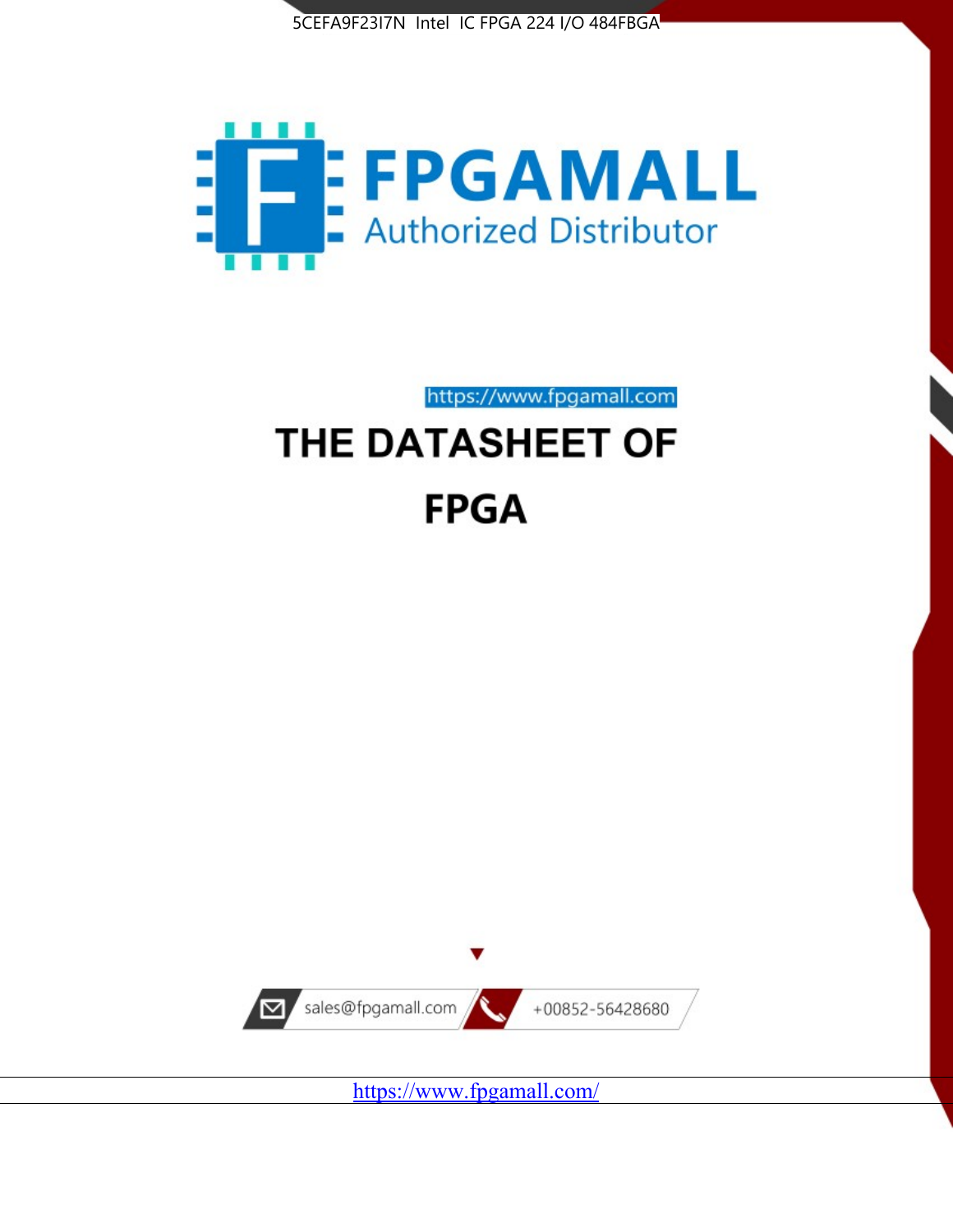5CEFA9F23I7N Intel IC FPGA 224 I/O 484FBGA

FPGAMALL

Authorized Distributor

https://www.fpgamall.com

# THE DATASHEET OF

# FPGA

sales@fpgamall.com

+00852-56428680

https://www.fpgamall.com/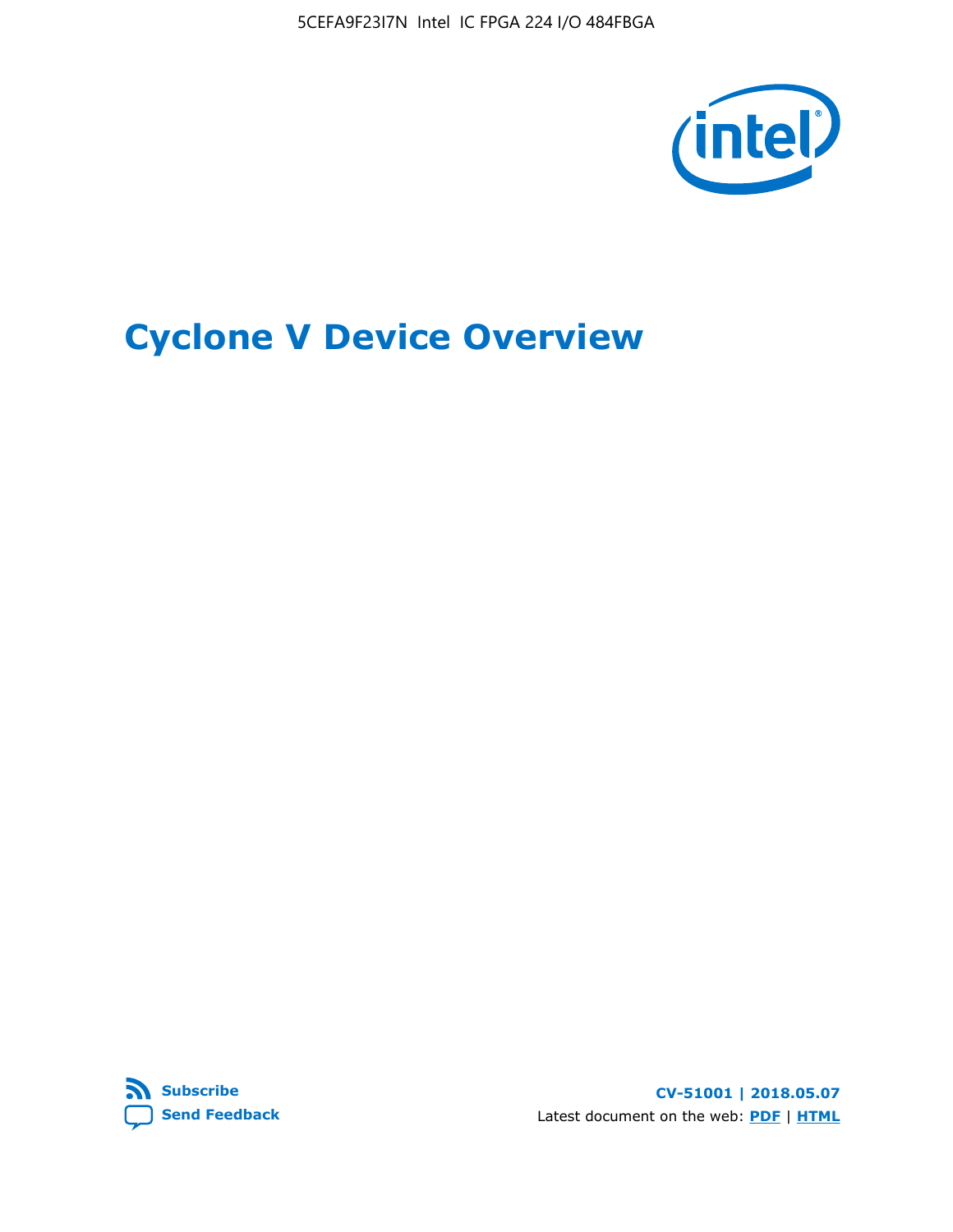# Cyclone V Device Overview

Subscribe

Send Feedback

CV-51001 | 2018.05.07

Latest document on the web: PDF | HTML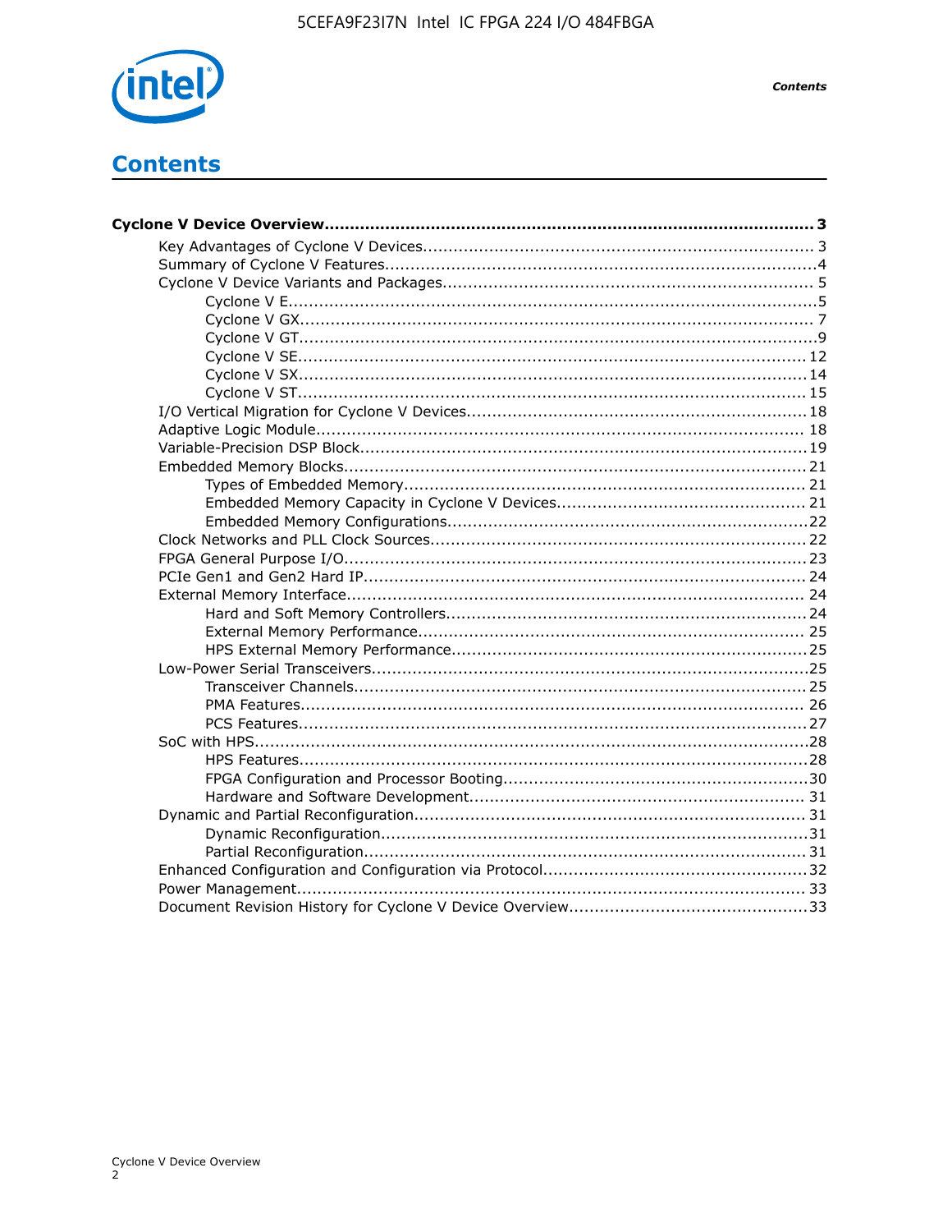# Contents

**Cyclone V Device Overview................................................................................................3**

- Key Advantages of Cyclone V Devices........................................................................... 3
- Summary of Cyclone V Features...................................................................................4
- Cyclone V Device Variants and Packages........................................................................ 5
    - Cyclone V E......................................................................................................5
    - Cyclone V GX.................................................................................................... 7
    - Cyclone V GT.....................................................................................................9
    - Cyclone V SE................................................................................................... 12
    - Cyclone V SX................................................................................................... 14
    - Cyclone V ST................................................................................................... 15
- I/O Vertical Migration for Cyclone V Devices.................................................................. 18
- Adaptive Logic Module................................................................................................ 18
- Variable-Precision DSP Block....................................................................................... 19
- Embedded Memory Blocks.......................................................................................... 21
    - Types of Embedded Memory.............................................................................. 21
    - Embedded Memory Capacity in Cyclone V Devices................................................. 21
    - Embedded Memory Configurations......................................................................22
- Clock Networks and PLL Clock Sources......................................................................... 22
- FPGA General Purpose I/O.......................................................................................... 23
- PCIe Gen1 and Gen2 Hard IP...................................................................................... 24
- External Memory Interface......................................................................................... 24
    - Hard and Soft Memory Controllers...................................................................... 24
    - External Memory Performance........................................................................... 25
    - HPS External Memory Performance..................................................................... 25
- Low-Power Serial Transceivers.....................................................................................25
    - Transceiver Channels........................................................................................ 25
    - PMA Features.................................................................................................. 26
    - PCS Features................................................................................................... 27
- SoC with HPS............................................................................................................28
    - HPS Features...................................................................................................28
    - FPGA Configuration and Processor Booting...........................................................30
    - Hardware and Software Development................................................................. 31
- Dynamic and Partial Reconfiguration............................................................................ 31
    - Dynamic Reconfiguration...................................................................................31
    - Partial Reconfiguration...................................................................................... 31
- Enhanced Configuration and Configuration via Protocol...................................................32
- Power Management................................................................................................... 33
- Document Revision History for Cyclone V Device Overview...............................................33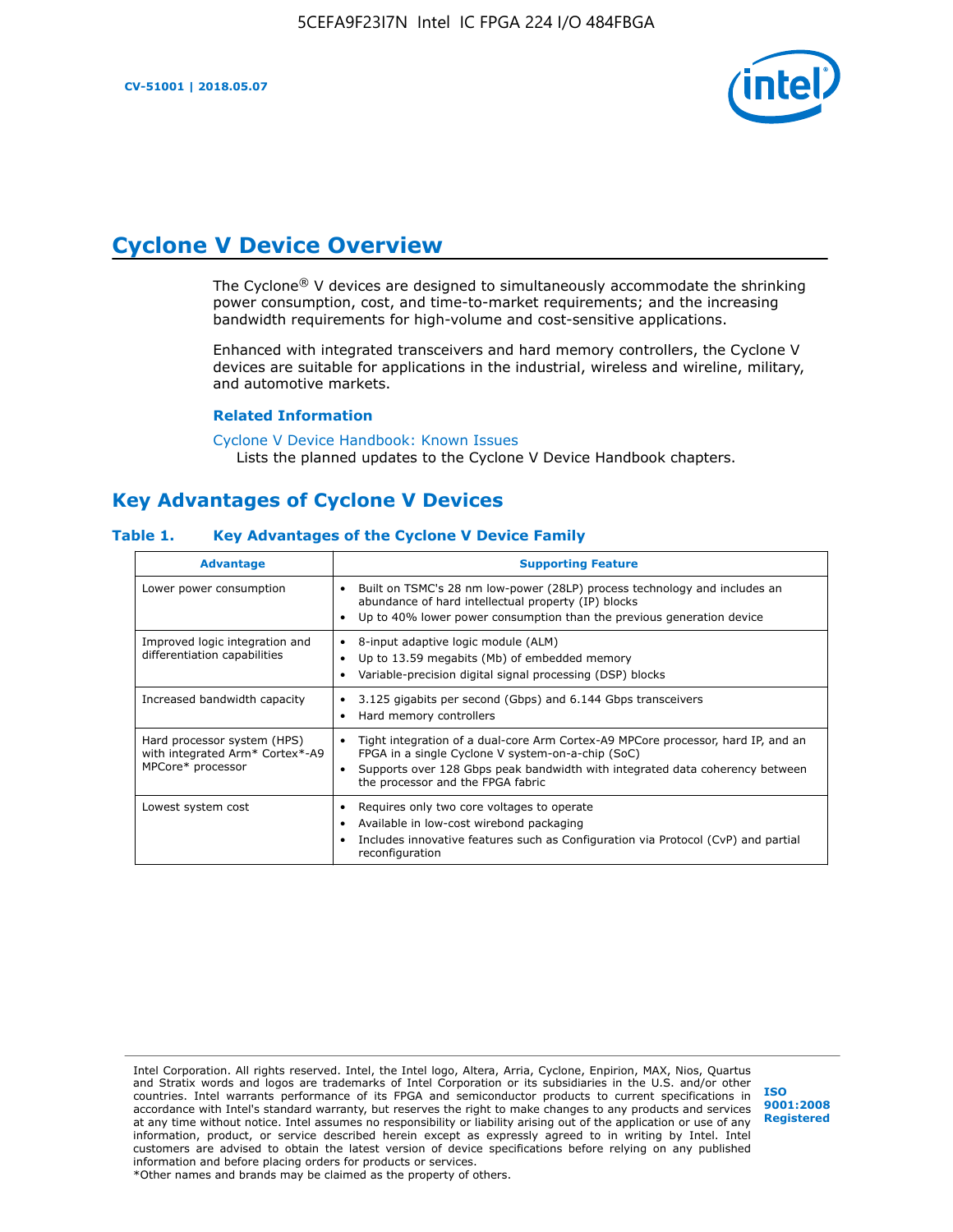# Cyclone V Device Overview

The Cyclone® V devices are designed to simultaneously accommodate the shrinking power consumption, cost, and time-to-market requirements; and the increasing bandwidth requirements for high-volume and cost-sensitive applications.

Enhanced with integrated transceivers and hard memory controllers, the Cyclone V devices are suitable for applications in the industrial, wireless and wireline, military, and automotive markets.

### Related Information

Cyclone V Device Handbook: Known Issues
Lists the planned updates to the Cyclone V Device Handbook chapters.

## Key Advantages of Cyclone V Devices

**Table 1. Key Advantages of the Cyclone V Device Family**

| Advantage | Supporting Feature |
|---|---|
| Lower power consumption | • Built on TSMC's 28 nm low-power (28LP) process technology and includes an abundance of hard intellectual property (IP) blocks<br>• Up to 40% lower power consumption than the previous generation device |
| Improved logic integration and differentiation capabilities | • 8-input adaptive logic module (ALM)<br>• Up to 13.59 megabits (Mb) of embedded memory<br>• Variable-precision digital signal processing (DSP) blocks |
| Increased bandwidth capacity | • 3.125 gigabits per second (Gbps) and 6.144 Gbps transceivers<br>• Hard memory controllers |
| Hard processor system (HPS) with integrated Arm* Cortex*-A9 MPCore* processor | • Tight integration of a dual-core Arm Cortex-A9 MPCore processor, hard IP, and an FPGA in a single Cyclone V system-on-a-chip (SoC)<br>• Supports over 128 Gbps peak bandwidth with integrated data coherency between the processor and the FPGA fabric |
| Lowest system cost | • Requires only two core voltages to operate<br>• Available in low-cost wirebond packaging<br>• Includes innovative features such as Configuration via Protocol (CvP) and partial reconfiguration |

Intel Corporation. All rights reserved. Intel, the Intel logo, Altera, Arria, Cyclone, Enpirion, MAX, Nios, Quartus and Stratix words and logos are trademarks of Intel Corporation or its subsidiaries in the U.S. and/or other countries. Intel warrants performance of its FPGA and semiconductor products to current specifications in accordance with Intel's standard warranty, but reserves the right to make changes to any products and services at any time without notice. Intel assumes no responsibility or liability arising out of the application or use of any information, product, or service described herein except as expressly agreed to in writing by Intel. Intel customers are advised to obtain the latest version of device specifications before relying on any published information and before placing orders for products or services.
*Other names and brands may be claimed as the property of others.

ISO 9001:2008 Registered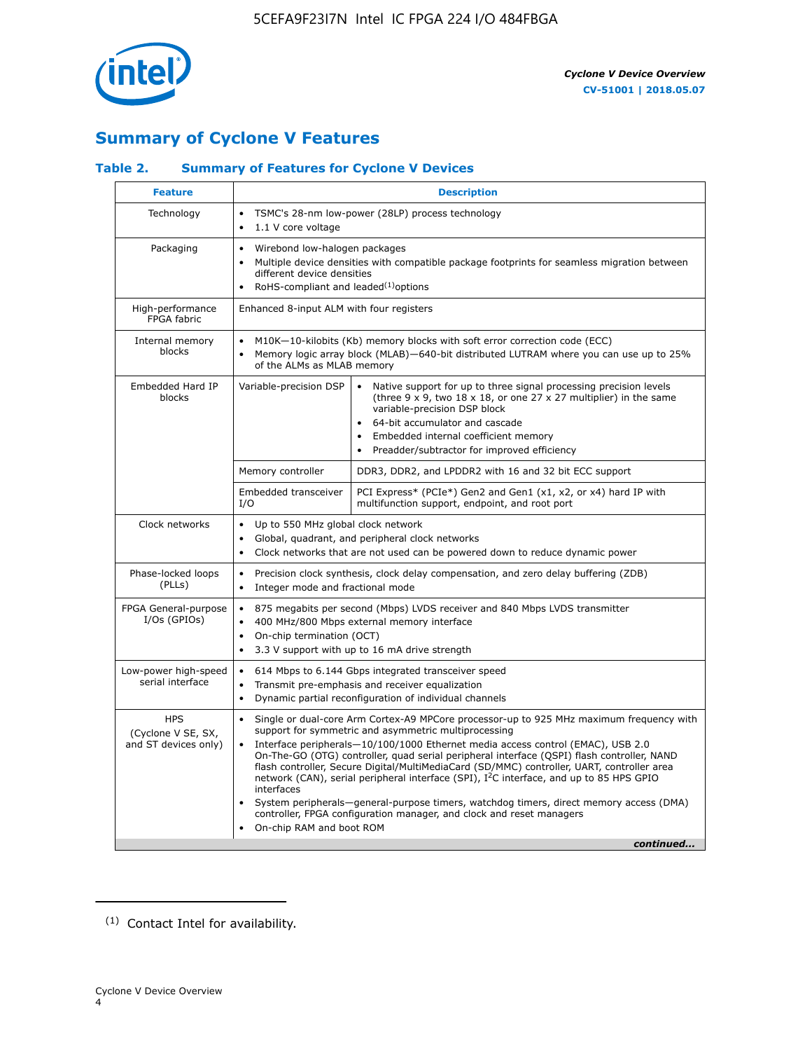## Summary of Cyclone V Features

### Table 2. Summary of Features for Cylone V Devices

| Feature | Description | |
|---|---|---|
| Technology | • TSMC's 28-nm low-power (28LP) process technology<br>• 1.1 V core voltage | |
| Packaging | • Wirebond low-halogen packages<br>• Multiple device densities with compatible package footprints for seamless migration between different device densities<br>• RoHS-compliant and leaded(1) options | |
| High-performance FPGA fabric | Enhanced 8-input ALM with four registers | |
| Internal memory blocks | • M10K—10-kilobits (Kb) memory blocks with soft error correction code (ECC)<br>• Memory logic array block (MLAB)—640-bit distributed LUTRAM where you can use up to 25% of the ALMs as MLAB memory | |
| Embedded Hard IP blocks | Variable-precision DSP | • Native support for up to three signal processing precision levels (three 9 x 9, two 18 x 18, or one 27 x 27 multiplier) in the same variable-precision DSP block<br>• 64-bit accumulator and cascade<br>• Embedded internal coefficient memory<br>• Preadder/subtractor for improved efficiency |
| | Memory controller | DDR3, DDR2, and LPDDR2 with 16 and 32 bit ECC support |
| | Embedded transceiver I/O | PCI Express* (PCIe*) Gen2 and Gen1 (x1, x2, or x4) hard IP with multifunction support, endpoint, and root port |
| Clock networks | • Up to 550 MHz global clock network<br>• Global, quadrant, and peripheral clock networks<br>• Clock networks that are not used can be powered down to reduce dynamic power | |
| Phase-locked loops (PLLs) | • Precision clock synthesis, clock delay compensation, and zero delay buffering (ZDB)<br>• Integer mode and fractional mode | |
| FPGA General-purpose I/Os (GPIOs) | • 875 megabits per second (Mbps) LVDS receiver and 840 Mbps LVDS transmitter<br>• 400 MHz/800 Mbps external memory interface<br>• On-chip termination (OCT)<br>• 3.3 V support with up to 16 mA drive strength | |
| Low-power high-speed serial interface | • 614 Mbps to 6.144 Gbps integrated transceiver speed<br>• Transmit pre-emphasis and receiver equalization<br>• Dynamic partial reconfiguration of individual channels | |
| HPS (Cyclone V SE, SX, and ST devices only) | • Single or dual-core Arm Cortex-A9 MPCore processor-up to 925 MHz maximum frequency with support for symmetric and asymmetric multiprocessing<br>• Interface peripherals—10/100/1000 Ethernet media access control (EMAC), USB 2.0 On-The-GO (OTG) controller, quad serial peripheral interface (QSPI) flash controller, NAND flash controller, Secure Digital/MultiMediaCard (SD/MMC) controller, UART, controller area network (CAN), serial peripheral interface (SPI), I²C interface, and up to 85 HPS GPIO interfaces<br>• System peripherals—general-purpose timers, watchdog timers, direct memory access (DMA) controller, FPGA configuration manager, and clock and reset managers<br>• On-chip RAM and boot ROM | |

*continued...*

(1) Contact Intel for availability.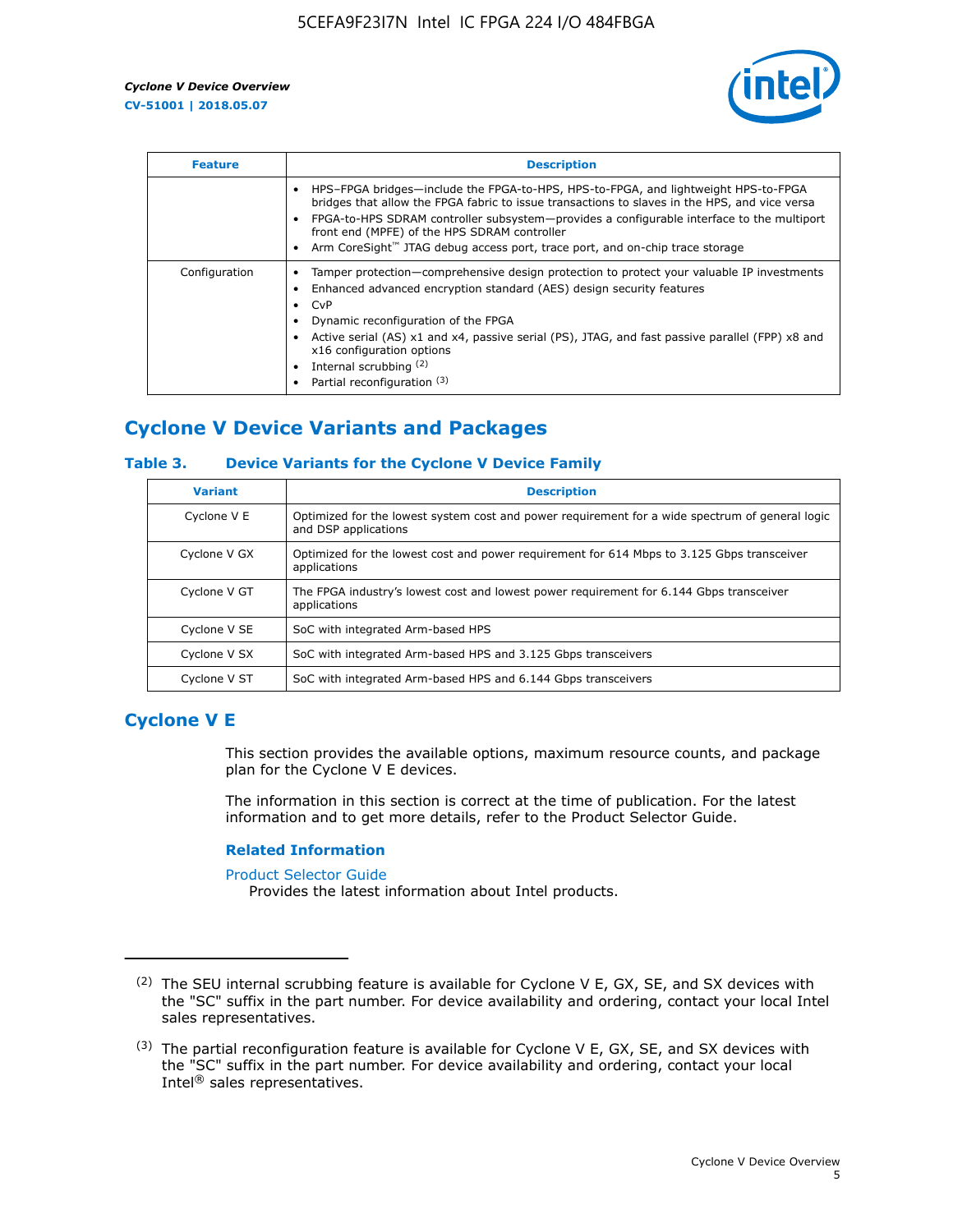| Feature | Description |
|---|---|
| | • HPS–FPGA bridges—include the FPGA-to-HPS, HPS-to-FPGA, and lightweight HPS-to-FPGA bridges that allow the FPGA fabric to issue transactions to slaves in the HPS, and vice versa<br>• FPGA-to-HPS SDRAM controller subsystem—provides a configurable interface to the multiport front end (MPFE) of the HPS SDRAM controller<br>• Arm CoreSight™ JTAG debug access port, trace port, and on-chip trace storage |
| Configuration | • Tamper protection—comprehensive design protection to protect your valuable IP investments<br>• Enhanced advanced encryption standard (AES) design security features<br>• CvP<br>• Dynamic reconfiguration of the FPGA<br>• Active serial (AS) x1 and x4, passive serial (PS), JTAG, and fast passive parallel (FPP) x8 and x16 configuration options<br>• Internal scrubbing [(2)]<br>• Partial reconfiguration [(3)] |

## Cyclone V Device Variants and Packages

### Table 3. Device Variants for the Cyclone V Device Family

| Variant | Description |
|---|---|
| Cyclone V E | Optimized for the lowest system cost and power requirement for a wide spectrum of general logic and DSP applications |
| Cyclone V GX | Optimized for the lowest cost and power requirement for 614 Mbps to 3.125 Gbps transceiver applications |
| Cyclone V GT | The FPGA industry's lowest cost and lowest power requirement for 6.144 Gbps transceiver applications |
| Cyclone V SE | SoC with integrated Arm-based HPS |
| Cyclone V SX | SoC with integrated Arm-based HPS and 3.125 Gbps transceivers |
| Cyclone V ST | SoC with integrated Arm-based HPS and 6.144 Gbps transceivers |

## Cyclone V E

This section provides the available options, maximum resource counts, and package plan for the Cyclone V E devices.

The information in this section is correct at the time of publication. For the latest information and to get more details, refer to the Product Selector Guide.

### Related Information

Product Selector Guide
Provides the latest information about Intel products.

---

(2) The SEU internal scrubbing feature is available for Cyclone V E, GX, SE, and SX devices with the "SC" suffix in the part number. For device availability and ordering, contact your local Intel sales representatives.

(3) The partial reconfiguration feature is available for Cyclone V E, GX, SE, and SX devices with the "SC" suffix in the part number. For device availability and ordering, contact your local Intel® sales representatives.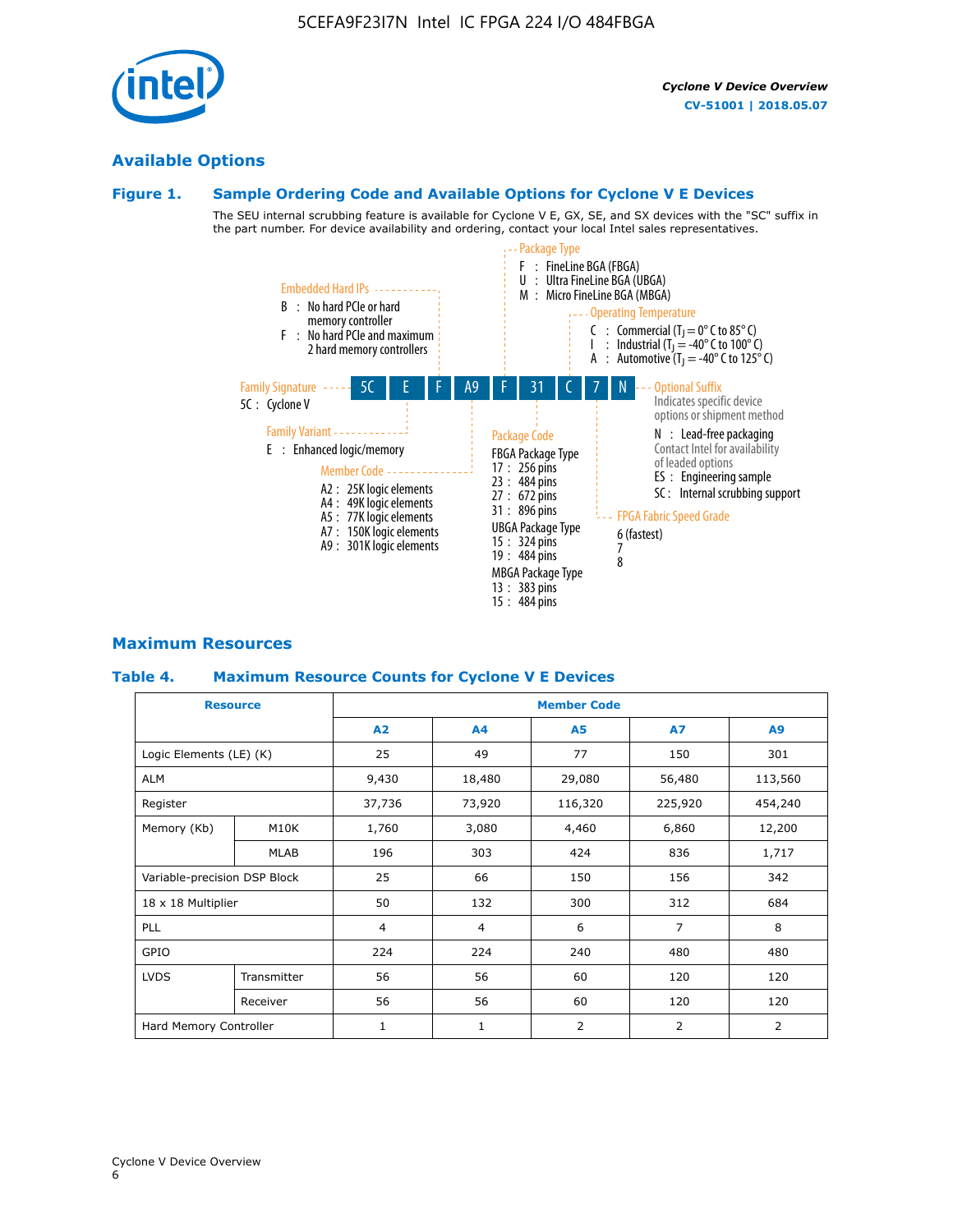## Available Options

### Figure 1. Sample Ordering Code and Available Options for Cyclone V E Devices

The SEU internal scrubbing feature is available for Cyclone V E, GX, SE, and SX devices with the "SC" suffix in the part number. For device availability and ordering, contact your local Intel sales representatives.

**5C | E | F | A9 | F | 31 | C | 7 | N**

**Family Signature**
- 5C : Cyclone V

**Family Variant**
- E : Enhanced logic/memory

**Embedded Hard IPs**
- B : No hard PCIe or hard memory controller
- F : No hard PCIe and maximum 2 hard memory controllers

**Member Code**
- A2 : 25K logic elements
- A4 : 49K logic elements
- A5 : 77K logic elements
- A7 : 150K logic elements
- A9 : 301K logic elements

**Package Type**
- F : FineLine BGA (FBGA)
- U : Ultra FineLine BGA (UBGA)
- M : Micro FineLine BGA (MBGA)

**Package Code**

FBGA Package Type
- 17 : 256 pins
- 23 : 484 pins
- 27 : 672 pins
- 31 : 896 pins

UBGA Package Type
- 15 : 324 pins
- 19 : 484 pins

MBGA Package Type
- 13 : 383 pins
- 15 : 484 pins

**Operating Temperature**
- C : Commercial ($T_J$ = 0° C to 85° C)
- I : Industrial ($T_J$ = -40° C to 100° C)
- A : Automotive ($T_J$ = -40° C to 125° C)

**FPGA Fabric Speed Grade**
- 6 (fastest)
- 7
- 8

**Optional Suffix**

Indicates specific device options or shipment method
- N : Lead-free packaging
  Contact Intel for availability of leaded options
- ES : Engineering sample
- SC : Internal scrubbing support

## Maximum Resources

### Table 4. Maximum Resource Counts for Cyclone V E Devices

| Resource | | Member Code | | | | |
|---|---|---|---|---|---|---|
| | | A2 | A4 | A5 | A7 | A9 |
| Logic Elements (LE) (K) | | 25 | 49 | 77 | 150 | 301 |
| ALM | | 9,430 | 18,480 | 29,080 | 56,480 | 113,560 |
| Register | | 37,736 | 73,920 | 116,320 | 225,920 | 454,240 |
| Memory (Kb) | M10K | 1,760 | 3,080 | 4,460 | 6,860 | 12,200 |
| | MLAB | 196 | 303 | 424 | 836 | 1,717 |
| Variable-precision DSP Block | | 25 | 66 | 150 | 156 | 342 |
| 18 x 18 Multiplier | | 50 | 132 | 300 | 312 | 684 |
| PLL | | 4 | 4 | 6 | 7 | 8 |
| GPIO | | 224 | 224 | 240 | 480 | 480 |
| LVDS | Transmitter | 56 | 56 | 60 | 120 | 120 |
| | Receiver | 56 | 56 | 60 | 120 | 120 |
| Hard Memory Controller | | 1 | 1 | 2 | 2 | 2 |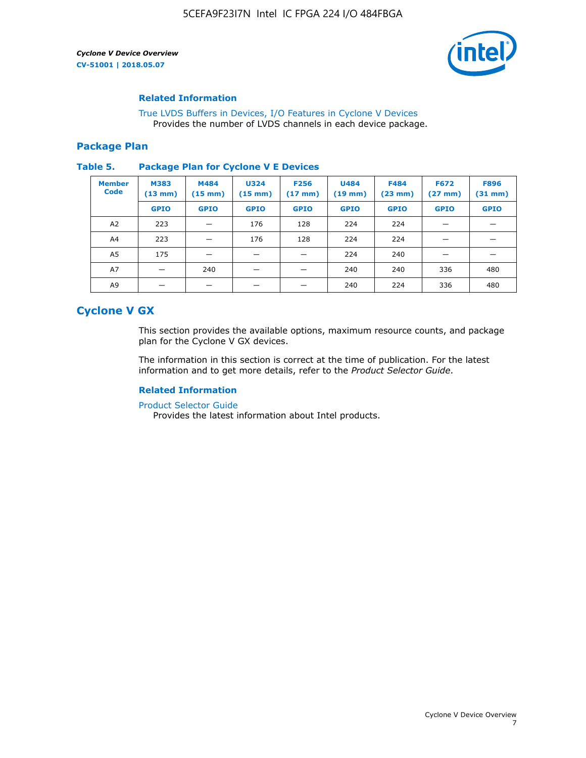### Related Information

True LVDS Buffers in Devices, I/O Features in Cyclone V Devices
Provides the number of LVDS channels in each device package.

## Package Plan

**Table 5. Package Plan for Cyclone V E Devices**

| Member Code | M383 (13 mm) | M484 (15 mm) | U324 (15 mm) | F256 (17 mm) | U484 (19 mm) | F484 (23 mm) | F672 (27 mm) | F896 (31 mm) |
|---|---|---|---|---|---|---|---|---|
| | GPIO | GPIO | GPIO | GPIO | GPIO | GPIO | GPIO | GPIO |
| A2 | 223 | — | 176 | 128 | 224 | 224 | — | — |
| A4 | 223 | — | 176 | 128 | 224 | 224 | — | — |
| A5 | 175 | — | — | — | 224 | 240 | — | — |
| A7 | — | 240 | — | — | 240 | 240 | 336 | 480 |
| A9 | — | — | — | — | 240 | 224 | 336 | 480 |

# Cyclone V GX

This section provides the available options, maximum resource counts, and package plan for the Cyclone V GX devices.

The information in this section is correct at the time of publication. For the latest information and to get more details, refer to the *Product Selector Guide*.

### Related Information

Product Selector Guide
Provides the latest information about Intel products.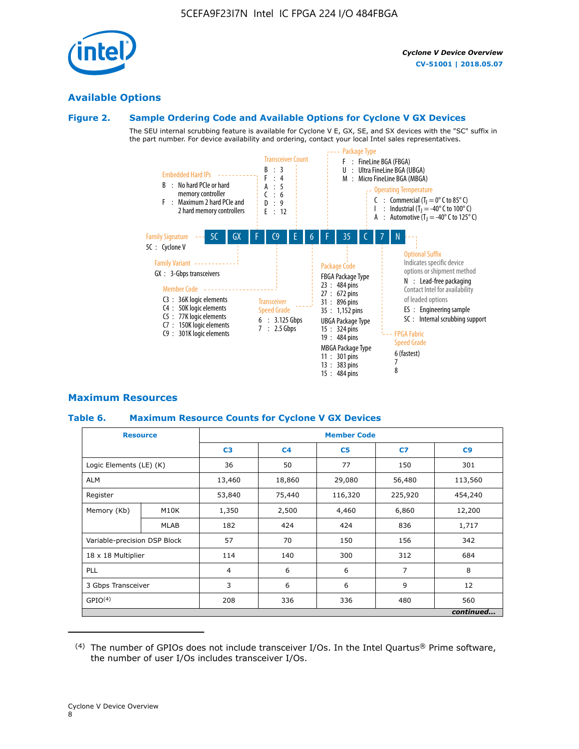## Available Options

### Figure 2. Sample Ordering Code and Available Options for Cyclone V GX Devices

The SEU internal scrubbing feature is available for Cyclone V E, GX, SE, and SX devices with the "SC" suffix in the part number. For device availability and ordering, contact your local Intel sales representatives.

**Sample ordering code:** 5C | GX | F | C9 | E | 6 | F | 35 | C | 7 | N

**Family Signature**
- 5C : Cyclone V

**Family Variant**
- GX : 3-Gbps transceivers

**Embedded Hard IPs**
- B : No hard PCIe or hard memory controller
- F : Maximum 2 hard PCIe and 2 hard memory controllers

**Member Code**
- C3 : 36K logic elements
- C4 : 50K logic elements
- C5 : 77K logic elements
- C7 : 150K logic elements
- C9 : 301K logic elements

**Transceiver Count**
- B : 3
- F : 4
- A : 5
- C : 6
- D : 9
- E : 12

**Transceiver Speed Grade**
- 6 : 3.125 Gbps
- 7 : 2.5 Gbps

**Package Type**
- F : FineLine BGA (FBGA)
- U : Ultra FineLine BGA (UBGA)
- M : Micro FineLine BGA (MBGA)

**Package Code**
- FBGA Package Type
  - 23 : 484 pins
  - 27 : 672 pins
  - 31 : 896 pins
  - 35 : 1,152 pins
- UBGA Package Type
  - 15 : 324 pins
  - 19 : 484 pins
- MBGA Package Type
  - 11 : 301 pins
  - 13 : 383 pins
  - 15 : 484 pins

**Operating Temperature**
- C : Commercial ($T_J$ = 0° C to 85° C)
- I : Industrial ($T_J$ = -40° C to 100° C)
- A : Automotive ($T_J$ = -40° C to 125° C)

**FPGA Fabric Speed Grade**
- 6 (fastest)
- 7
- 8

**Optional Suffix**

Indicates specific device options or shipment method
- N : Lead-free packaging
  Contact Intel for availability of leaded options
- ES : Engineering sample
- SC : Internal scrubbing support

## Maximum Resources

### Table 6. Maximum Resource Counts for Cyclone V GX Devices

| Resource | | Member Code | | | | |
|---|---|---|---|---|---|---|
| | | C3 | C4 | C5 | C7 | C9 |
| Logic Elements (LE) (K) | | 36 | 50 | 77 | 150 | 301 |
| ALM | | 13,460 | 18,860 | 29,080 | 56,480 | 113,560 |
| Register | | 53,840 | 75,440 | 116,320 | 225,920 | 454,240 |
| Memory (Kb) | M10K | 1,350 | 2,500 | 4,460 | 6,860 | 12,200 |
| | MLAB | 182 | 424 | 424 | 836 | 1,717 |
| Variable-precision DSP Block | | 57 | 70 | 150 | 156 | 342 |
| 18 x 18 Multiplier | | 114 | 140 | 300 | 312 | 684 |
| PLL | | 4 | 6 | 6 | 7 | 8 |
| 3 Gbps Transceiver | | 3 | 6 | 6 | 9 | 12 |
| GPIO[4] | | 208 | 336 | 336 | 480 | 560 |

*continued...*

(4) The number of GPIOs does not include transceiver I/Os. In the Intel Quartus® Prime software, the number of user I/Os includes transceiver I/Os.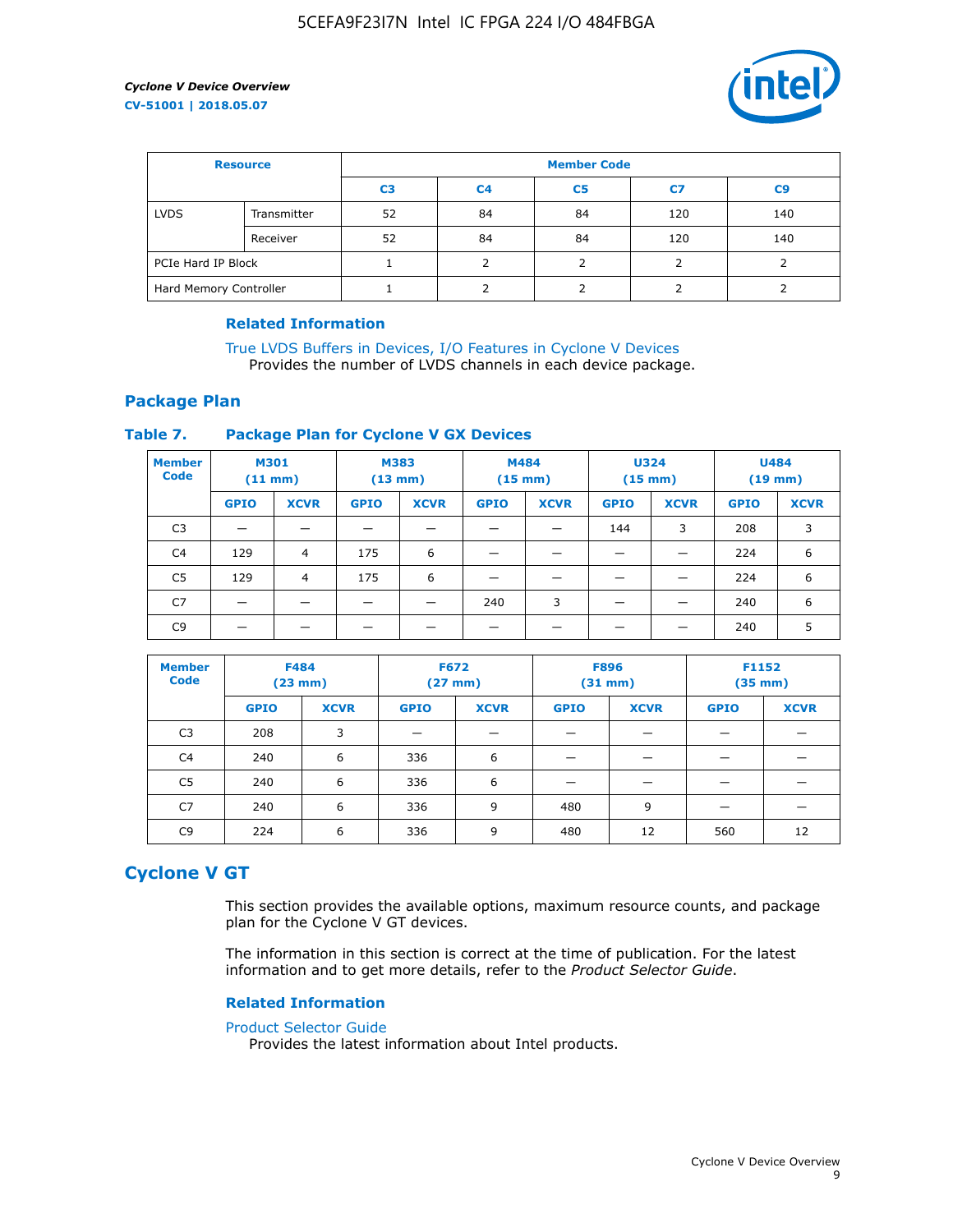| Resource | | Member Code | | | | |
|---|---|---|---|---|---|---|
| | | C3 | C4 | C5 | C7 | C9 |
| LVDS | Transmitter | 52 | 84 | 84 | 120 | 140 |
| | Receiver | 52 | 84 | 84 | 120 | 140 |
| PCIe Hard IP Block | | 1 | 2 | 2 | 2 | 2 |
| Hard Memory Controller | | 1 | 2 | 2 | 2 | 2 |

### Related Information

True LVDS Buffers in Devices, I/O Features in Cyclone V Devices
Provides the number of LVDS channels in each device package.

## Package Plan

### Table 7. Package Plan for Cyclone V GX Devices

| Member Code | M301 (11 mm) | | M383 (13 mm) | | M484 (15 mm) | | U324 (15 mm) | | U484 (19 mm) | |
|---|---|---|---|---|---|---|---|---|---|---|
| | GPIO | XCVR | GPIO | XCVR | GPIO | XCVR | GPIO | XCVR | GPIO | XCVR |
| C3 | — | — | — | — | — | — | 144 | 3 | 208 | 3 |
| C4 | 129 | 4 | 175 | 6 | — | — | — | — | 224 | 6 |
| C5 | 129 | 4 | 175 | 6 | — | — | — | — | 224 | 6 |
| C7 | — | — | — | — | 240 | 3 | — | — | 240 | 6 |
| C9 | — | — | — | — | — | — | — | — | 240 | 5 |

| Member Code | F484 (23 mm) | | F672 (27 mm) | | F896 (31 mm) | | F1152 (35 mm) | |
|---|---|---|---|---|---|---|---|---|
| | GPIO | XCVR | GPIO | XCVR | GPIO | XCVR | GPIO | XCVR |
| C3 | 208 | 3 | — | — | — | — | — | — |
| C4 | 240 | 6 | 336 | 6 | — | — | — | — |
| C5 | 240 | 6 | 336 | 6 | — | — | — | — |
| C7 | 240 | 6 | 336 | 9 | 480 | 9 | — | — |
| C9 | 224 | 6 | 336 | 9 | 480 | 12 | 560 | 12 |

## Cyclone V GT

This section provides the available options, maximum resource counts, and package plan for the Cyclone V GT devices.

The information in this section is correct at the time of publication. For the latest information and to get more details, refer to the *Product Selector Guide*.

### Related Information

Product Selector Guide
Provides the latest information about Intel products.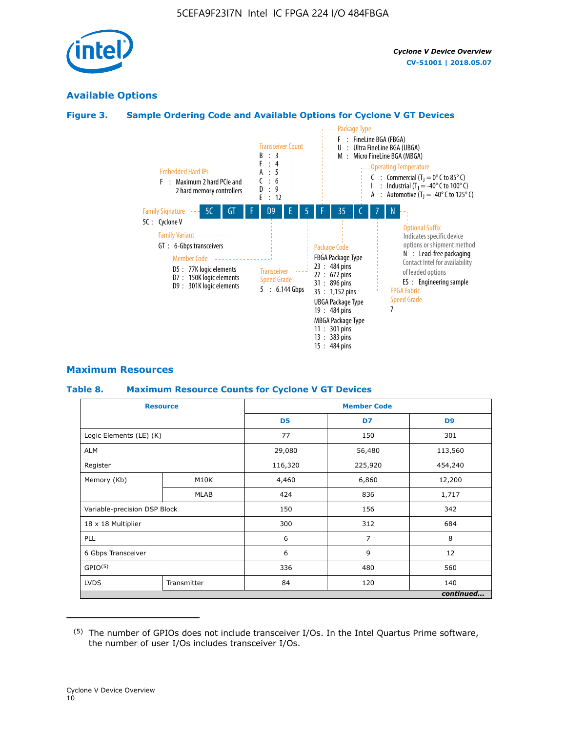## Available Options

**Figure 3. Sample Ordering Code and Available Options for Cycolne V GT Devices**

Family Signature
5C : Cyclone V

Family Variant
GT : 6-Gbps transceivers

Member Code
D5 : 77K logic elements
D7 : 150K logic elements
D9 : 301K logic elements

Embedded Hard IPs
F : Maximum 2 hard PCIe and 2 hard memory controllers

Transceiver Count
B : 3
F : 4
A : 5
C : 6
D : 9
E : 12

Transceiver Speed Grade
5 : 6.144 Gbps

Package Type
F : FineLine BGA (FBGA)
U : Ultra FineLine BGA (UBGA)
M : Micro FineLine BGA (MBGA)

Package Code
FBGA Package Type
23 : 484 pins
27 : 672 pins
31 : 896 pins
35 : 1,152 pins
UBGA Package Type
19 : 484 pins
MBGA Package Type
11 : 301 pins
13 : 383 pins
15 : 484 pins

Operating Temperature
C : Commercial ($T_J$ = 0° C to 85° C)
I : Industrial ($T_J$ = -40° C to 100° C)
A : Automotive ($T_J$ = -40° C to 125° C)

FPGA Fabric Speed Grade
7

Optional Suffix
Indicates specific device options or shipment method
N : Lead-free packaging
Contact Intel for availability of leaded options
ES : Engineering sample

5C GT F D9 E 5 F 35 C 7 N

## Maximum Resources

**Table 8. Maximum Resource Counts for Cyclone V GT Devices**

| Resource | | Member Code | | |
|---|---|---|---|---|
| | | D5 | D7 | D9 |
| Logic Elements (LE) (K) | | 77 | 150 | 301 |
| ALM | | 29,080 | 56,480 | 113,560 |
| Register | | 116,320 | 225,920 | 454,240 |
| Memory (Kb) | M10K | 4,460 | 6,860 | 12,200 |
| | MLAB | 424 | 836 | 1,717 |
| Variable-precision DSP Block | | 150 | 156 | 342 |
| 18 x 18 Multiplier | | 300 | 312 | 684 |
| PLL | | 6 | 7 | 8 |
| 6 Gbps Transceiver | | 6 | 9 | 12 |
| GPIO[(5)] | | 336 | 480 | 560 |
| LVDS | Transmitter | 84 | 120 | 140 |

*continued...*

(5) The number of GPIOs does not include transceiver I/Os. In the Intel Quartus Prime software, the number of user I/Os includes transceiver I/Os.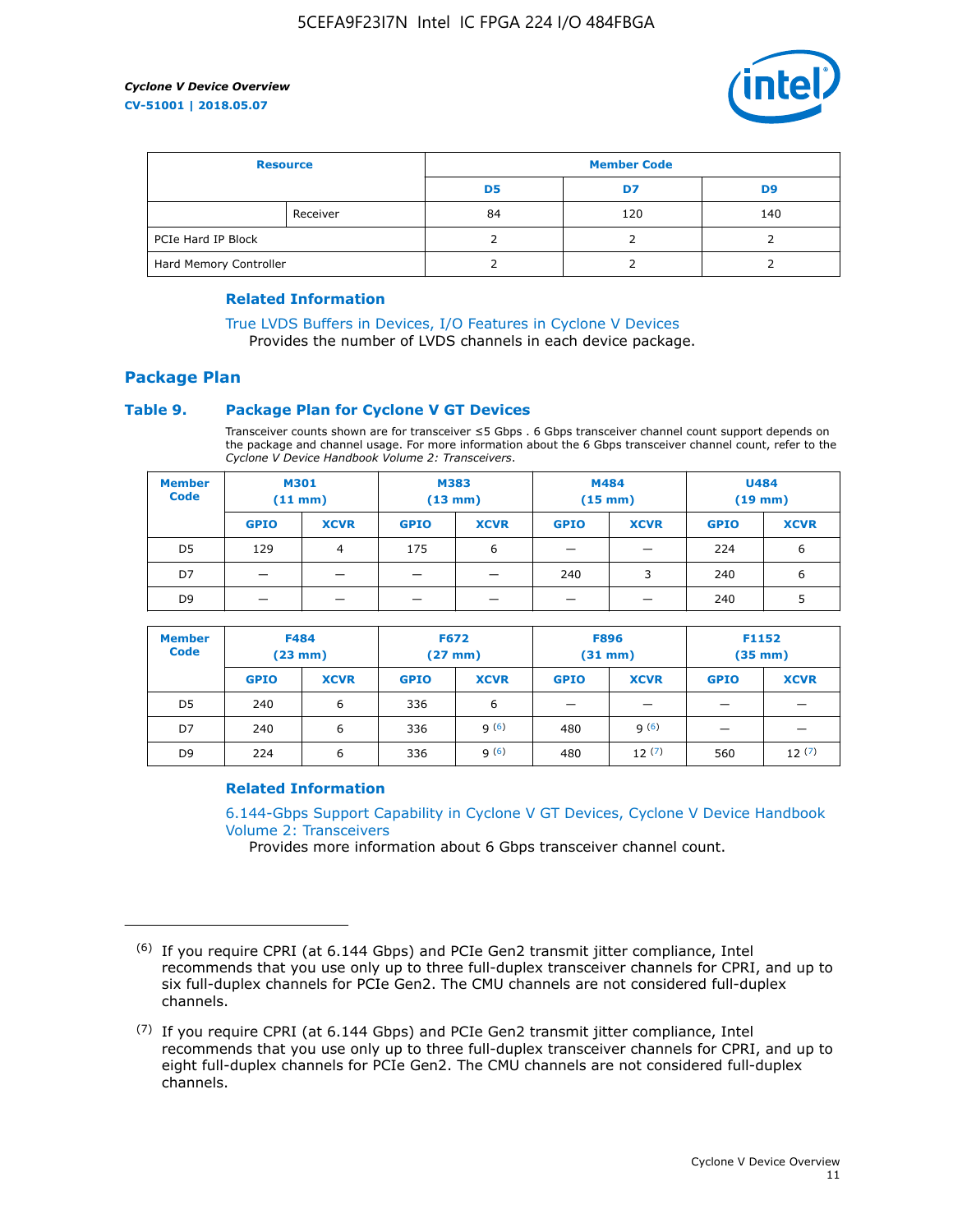| Resource | | Member Code | | |
|---|---|---|---|---|
| | | D5 | D7 | D9 |
| | Receiver | 84 | 120 | 140 |
| PCIe Hard IP Block | | 2 | 2 | 2 |
| Hard Memory Controller | | 2 | 2 | 2 |

### Related Information

True LVDS Buffers in Devices, I/O Features in Cyclone V Devices
Provides the number of LVDS channels in each device package.

## Package Plan

### Table 9. Package Plan for Cyclone V GT Devices

Transceiver counts shown are for transceiver ≤5 Gbps . 6 Gbps transceiver channel count support depends on the package and channel usage. For more information about the 6 Gbps transceiver channel count, refer to the *Cyclone V Device Handbook Volume 2: Transceivers*.

| Member Code | M301 (11 mm) | | M383 (13 mm) | | M484 (15 mm) | | U484 (19 mm) | |
|---|---|---|---|---|---|---|---|---|
| | GPIO | XCVR | GPIO | XCVR | GPIO | XCVR | GPIO | XCVR |
| D5 | 129 | 4 | 175 | 6 | — | — | 224 | 6 |
| D7 | — | — | — | — | 240 | 3 | 240 | 6 |
| D9 | — | — | — | — | — | — | 240 | 5 |

| Member Code | F484 (23 mm) | | F672 (27 mm) | | F896 (31 mm) | | F1152 (35 mm) | |
|---|---|---|---|---|---|---|---|---|
| | GPIO | XCVR | GPIO | XCVR | GPIO | XCVR | GPIO | XCVR |
| D5 | 240 | 6 | 336 | 6 | — | — | — | — |
| D7 | 240 | 6 | 336 | 9 [(6)] | 480 | 9 [(6)] | — | — |
| D9 | 224 | 6 | 336 | 9 [(6)] | 480 | 12 [(7)] | 560 | 12 [(7)] |

### Related Information

6.144-Gbps Support Capability in Cyclone V GT Devices, Cyclone V Device Handbook Volume 2: Transceivers
Provides more information about 6 Gbps transceiver channel count.

---

(6) If you require CPRI (at 6.144 Gbps) and PCIe Gen2 transmit jitter compliance, Intel recommends that you use only up to three full-duplex transceiver channels for CPRI, and up to six full-duplex channels for PCIe Gen2. The CMU channels are not considered full-duplex channels.

(7) If you require CPRI (at 6.144 Gbps) and PCIe Gen2 transmit jitter compliance, Intel recommends that you use only up to three full-duplex transceiver channels for CPRI, and up to eight full-duplex channels for PCIe Gen2. The CMU channels are not considered full-duplex channels.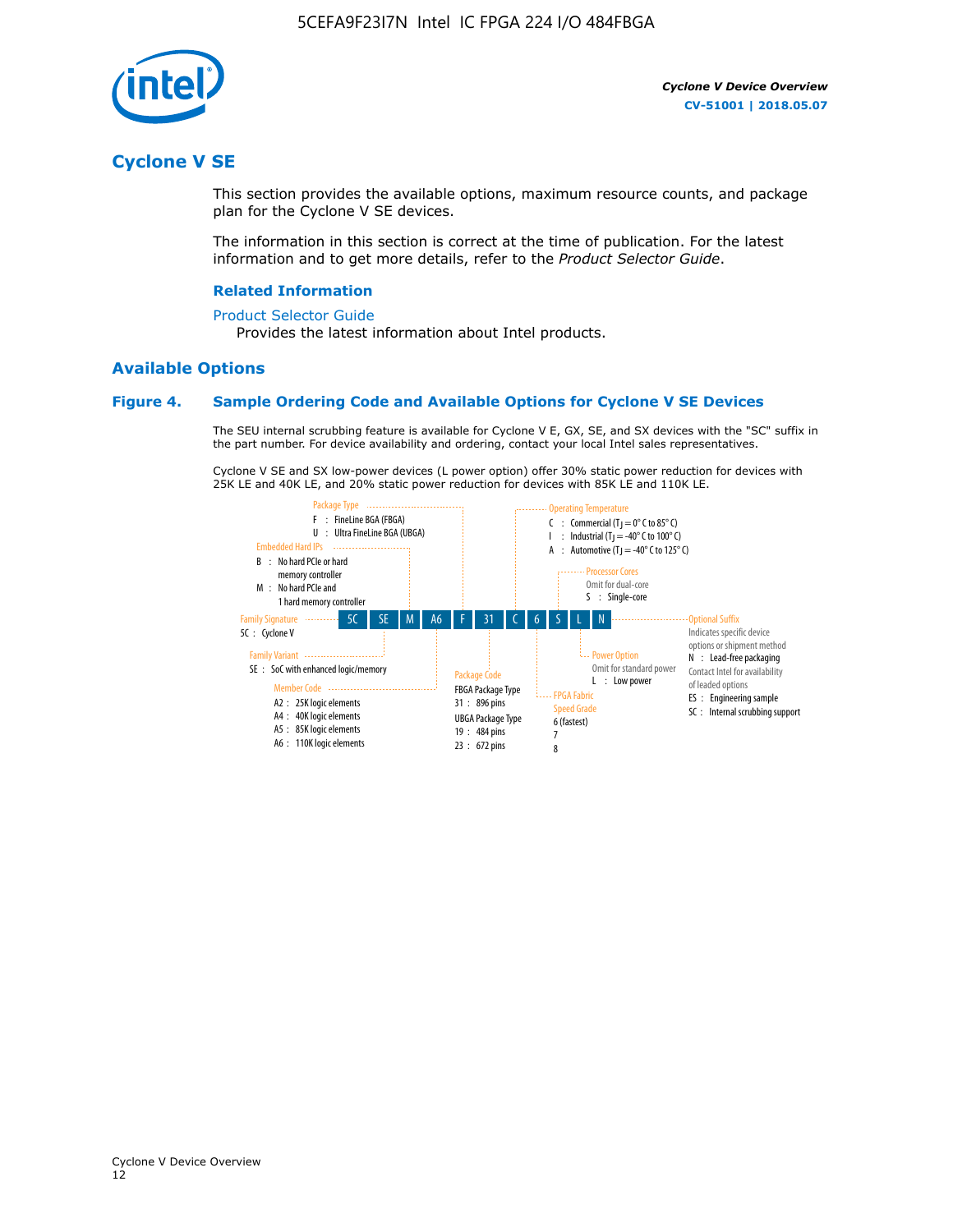## Cyclone V SE

This section provides the available options, maximum resource counts, and package plan for the Cyclone V SE devices.

The information in this section is correct at the time of publication. For the latest information and to get more details, refer to the *Product Selector Guide*.

### Related Information

Product Selector Guide
Provides the latest information about Intel products.

## Available Options

### Figure 4. Sample Ordering Code and Available Options for Cyclone V SE Devices

The SEU internal scrubbing feature is available for Cyclone V E, GX, SE, and SX devices with the "SC" suffix in the part number. For device availability and ordering, contact your local Intel sales representatives.

Cyclone V SE and SX low-power devices (L power option) offer 30% static power reduction for devices with 25K LE and 40K LE, and 20% static power reduction for devices with 85K LE and 110K LE.

Sample ordering code: 5C SE M A6 F 31 C 6 S L N

- **Family Signature**
  - 5C : Cyclone V
- **Family Variant**
  - SE : SoC with enhanced logic/memory
- **Embedded Hard IPs**
  - B : No hard PCIe or hard memory controller
  - M : No hard PCIe and 1 hard memory controller
- **Member Code**
  - A2 : 25K logic elements
  - A4 : 40K logic elements
  - A5 : 85K logic elements
  - A6 : 110K logic elements
- **Package Type**
  - F : FineLine BGA (FBGA)
  - U : Ultra FineLine BGA (UBGA)
- **Package Code**
  - FBGA Package Type
    - 31 : 896 pins
  - UBGA Package Type
    - 19 : 484 pins
    - 23 : 672 pins
- **Operating Temperature**
  - C : Commercial ($T_J$ = 0° C to 85° C)
  - I : Industrial ($T_J$ = -40° C to 100° C)
  - A : Automotive ($T_J$ = -40° C to 125° C)
- **FPGA Fabric Speed Grade**
  - 6 (fastest)
  - 7
  - 8
- **Processor Cores**
  - Omit for dual-core
  - S : Single-core
- **Power Option**
  - Omit for standard power
  - L : Low power
- **Optional Suffix**
  - Indicates specific device options or shipment method
  - N : Lead-free packaging
  - Contact Intel for availability of leaded options
  - ES : Engineering sample
  - SC : Internal scrubbing support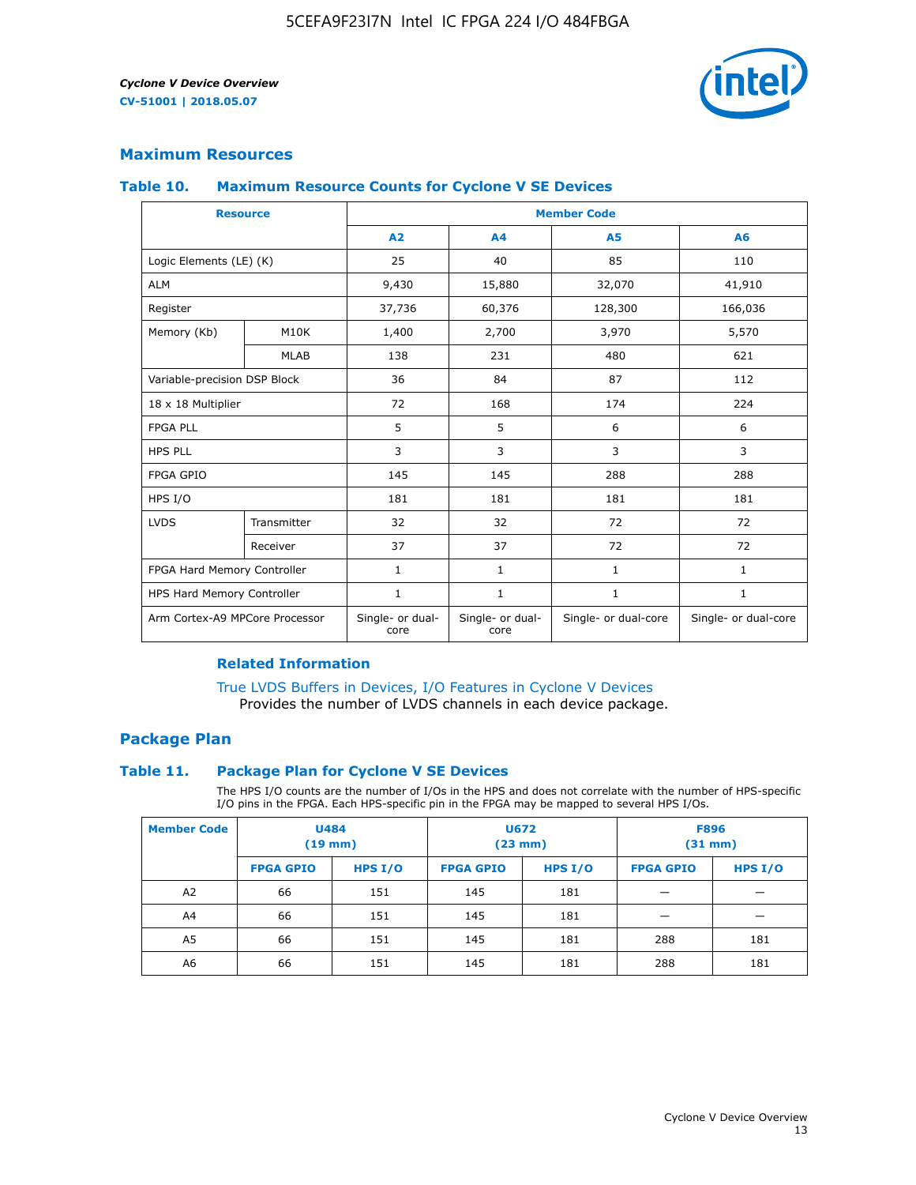## Maximum Resources

### Table 10. Maximum Resource Counts for Cyclone V SE Devices

| Resource | | Member Code | | | |
|---|---|---|---|---|---|
| | | A2 | A4 | A5 | A6 |
| Logic Elements (LE) (K) | | 25 | 40 | 85 | 110 |
| ALM | | 9,430 | 15,880 | 32,070 | 41,910 |
| Register | | 37,736 | 60,376 | 128,300 | 166,036 |
| Memory (Kb) | M10K | 1,400 | 2,700 | 3,970 | 5,570 |
| | MLAB | 138 | 231 | 480 | 621 |
| Variable-precision DSP Block | | 36 | 84 | 87 | 112 |
| 18 x 18 Multiplier | | 72 | 168 | 174 | 224 |
| FPGA PLL | | 5 | 5 | 6 | 6 |
| HPS PLL | | 3 | 3 | 3 | 3 |
| FPGA GPIO | | 145 | 145 | 288 | 288 |
| HPS I/O | | 181 | 181 | 181 | 181 |
| LVDS | Transmitter | 32 | 32 | 72 | 72 |
| | Receiver | 37 | 37 | 72 | 72 |
| FPGA Hard Memory Controller | | 1 | 1 | 1 | 1 |
| HPS Hard Memory Controller | | 1 | 1 | 1 | 1 |
| Arm Cortex-A9 MPCore Processor | | Single- or dual-core | Single- or dual-core | Single- or dual-core | Single- or dual-core |

#### Related Information

True LVDS Buffers in Devices, I/O Features in Cyclone V Devices
Provides the number of LVDS channels in each device package.

## Package Plan

### Table 11. Package Plan for Cyclone V SE Devices

The HPS I/O counts are the number of I/Os in the HPS and does not correlate with the number of HPS-specific I/O pins in the FPGA. Each HPS-specific pin in the FPGA may be mapped to several HPS I/Os.

| Member Code | U484 (19 mm) | | U672 (23 mm) | | F896 (31 mm) | |
|---|---|---|---|---|---|---|
| | FPGA GPIO | HPS I/O | FPGA GPIO | HPS I/O | FPGA GPIO | HPS I/O |
| A2 | 66 | 151 | 145 | 181 | — | — |
| A4 | 66 | 151 | 145 | 181 | — | — |
| A5 | 66 | 151 | 145 | 181 | 288 | 181 |
| A6 | 66 | 151 | 145 | 181 | 288 | 181 |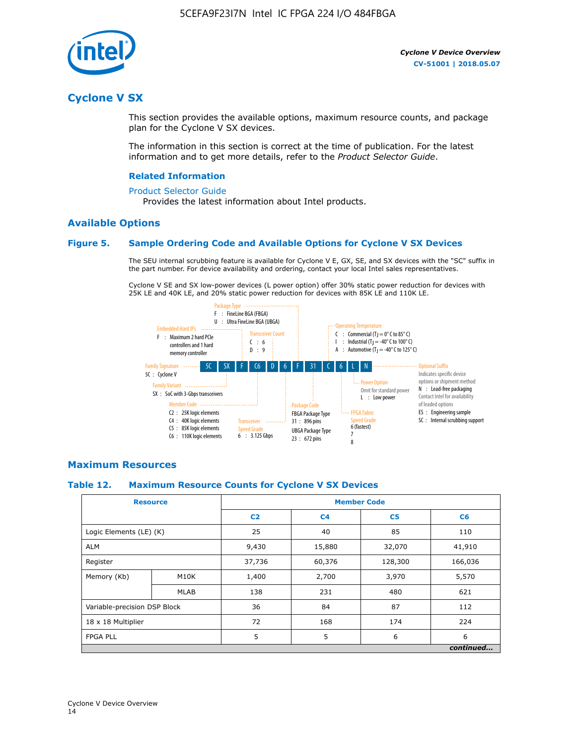# Cyclone V SX

This section provides the available options, maximum resource counts, and package plan for the Cyclone V SX devices.

The information in this section is correct at the time of publication. For the latest information and to get more details, refer to the *Product Selector Guide*.

### Related Information

Product Selector Guide
Provides the latest information about Intel products.

## Available Options

### Figure 5. Sample Ordering Code and Available Options for Cyclone V SX Devices

The SEU internal scrubbing feature is available for Cyclone V E, GX, SE, and SX devices with the "SC" suffix in the part number. For device availability and ordering, contact your local Intel sales representatives.

Cyclone V SE and SX low-power devices (L power option) offer 30% static power reduction for devices with 25K LE and 40K LE, and 20% static power reduction for devices with 85K LE and 110K LE.

Sample ordering code: 5C SX F C6 D 6 F 31 C 6 L N

- **Family Signature**
  - 5C : Cyclone V
- **Family Variant**
  - SX : SoC with 3-Gbps transceivers
- **Embedded Hard IPs**
  - F : Maximum 2 hard PCIe controllers and 1 hard memory controller
- **Member Code**
  - C2 : 25K logic elements
  - C4 : 40K logic elements
  - C5 : 85K logic elements
  - C6 : 110K logic elements
- **Transceiver Count**
  - C : 6
  - D : 9
- **Transceiver Speed Grade**
  - 6 : 3.125 Gbps
- **Package Type**
  - F : FineLine BGA (FBGA)
  - U : Ultra FineLine BGA (UBGA)
- **Package Code**
  - FBGA Package Type
    - 31 : 896 pins
  - UBGA Package Type
    - 23 : 672 pins
- **Operating Temperature**
  - C : Commercial ($T_J$ = 0° C to 85° C)
  - I : Industrial ($T_J$ = -40° C to 100° C)
  - A : Automotive ($T_J$ = -40° C to 125° C)
- **FPGA Fabric Speed Grade**
  - 6 (fastest)
  - 7
  - 8
- **Power Option**
  - Omit for standard power
  - L : Low power
- **Optional Suffix**
  - Indicates specific device options or shipment method
  - N : Lead-free packaging. Contact Intel for availability of leaded options
  - ES : Engineering sample
  - SC : Internal scrubbing support

## Maximum Resources

### Table 12. Maximum Resource Counts for Cyclone V SX Devices

| Resource | | Member Code | | | |
|---|---|---|---|---|---|
| | | C2 | C4 | C5 | C6 |
| Logic Elements (LE) (K) | | 25 | 40 | 85 | 110 |
| ALM | | 9,430 | 15,880 | 32,070 | 41,910 |
| Register | | 37,736 | 60,376 | 128,300 | 166,036 |
| Memory (Kb) | M10K | 1,400 | 2,700 | 3,970 | 5,570 |
| | MLAB | 138 | 231 | 480 | 621 |
| Variable-precision DSP Block | | 36 | 84 | 87 | 112 |
| 18 x 18 Multiplier | | 72 | 168 | 174 | 224 |
| FPGA PLL | | 5 | 5 | 6 | 6 |

*continued...*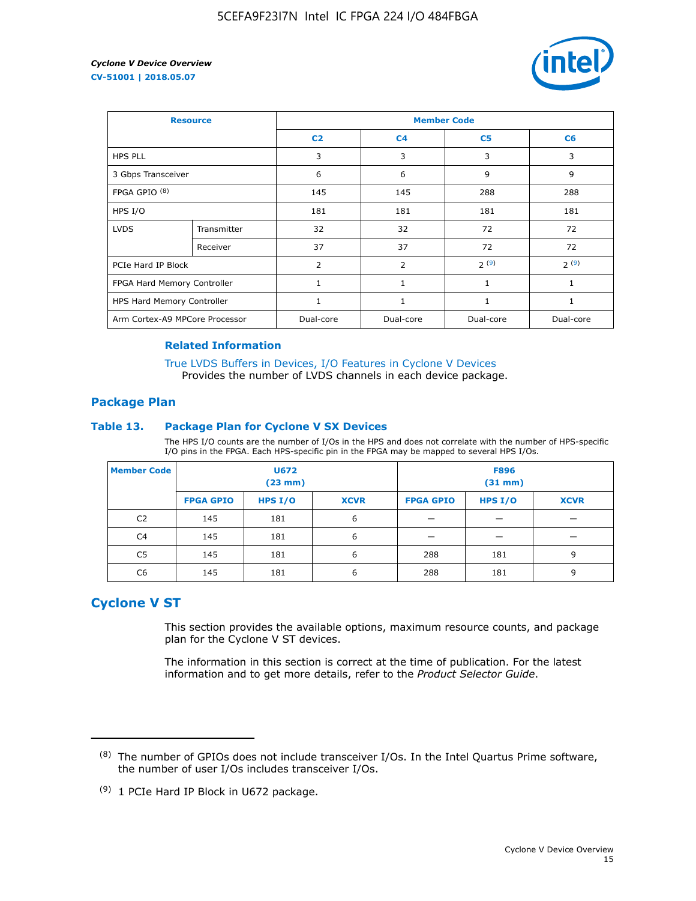| Resource | | Member Code | | | |
|---|---|---|---|---|---|
| | | C2 | C4 | C5 | C6 |
| HPS PLL | | 3 | 3 | 3 | 3 |
| 3 Gbps Transceiver | | 6 | 6 | 9 | 9 |
| FPGA GPIO [(8)] | | 145 | 145 | 288 | 288 |
| HPS I/O | | 181 | 181 | 181 | 181 |
| LVDS | Transmitter | 32 | 32 | 72 | 72 |
| | Receiver | 37 | 37 | 72 | 72 |
| PCIe Hard IP Block | | 2 | 2 | 2 [(9)] | 2 [(9)] |
| FPGA Hard Memory Controller | | 1 | 1 | 1 | 1 |
| HPS Hard Memory Controller | | 1 | 1 | 1 | 1 |
| Arm Cortex-A9 MPCore Processor | | Dual-core | Dual-core | Dual-core | Dual-core |

### Related Information

True LVDS Buffers in Devices, I/O Features in Cyclone V Devices
Provides the number of LVDS channels in each device package.

## Package Plan

### Table 13. Package Plan for Cyclone V SX Devices

The HPS I/O counts are the number of I/Os in the HPS and does not correlate with the number of HPS-specific I/O pins in the FPGA. Each HPS-specific pin in the FPGA may be mapped to several HPS I/Os.

| Member Code | U672 (23 mm) | | | F896 (31 mm) | | |
|---|---|---|---|---|---|---|
| | FPGA GPIO | HPS I/O | XCVR | FPGA GPIO | HPS I/O | XCVR |
| C2 | 145 | 181 | 6 | — | — | — |
| C4 | 145 | 181 | 6 | — | — | — |
| C5 | 145 | 181 | 6 | 288 | 181 | 9 |
| C6 | 145 | 181 | 6 | 288 | 181 | 9 |

## Cyclone V ST

This section provides the available options, maximum resource counts, and package plan for the Cyclone V ST devices.

The information in this section is correct at the time of publication. For the latest information and to get more details, refer to the *Product Selector Guide*.

---

(8) The number of GPIOs does not include transceiver I/Os. In the Intel Quartus Prime software, the number of user I/Os includes transceiver I/Os.

(9) 1 PCIe Hard IP Block in U672 package.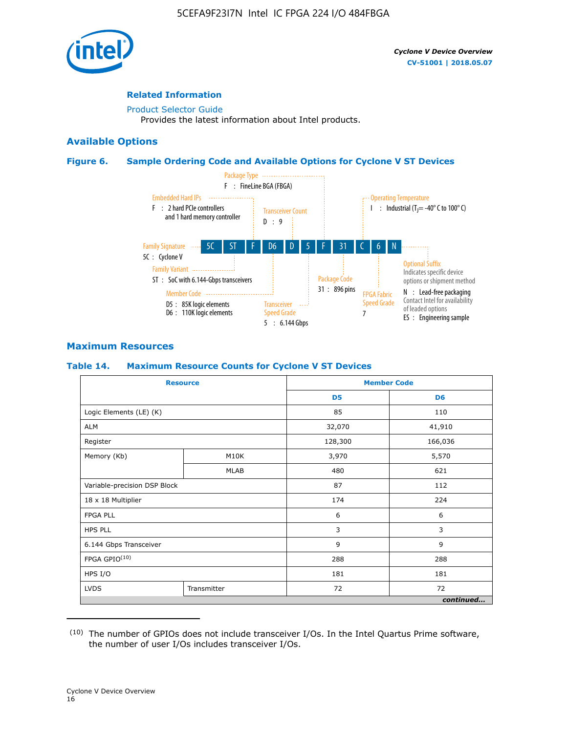### Related Information

Product Selector Guide
Provides the latest information about Intel products.

## Available Options

### Figure 6. Sample Ordering Code and Available Options for Cyclone V ST Devices

| 5C | ST | F | D6 | D | 5 | F | 31 | C | 6 | N |
|---|---|---|---|---|---|---|---|---|---|---|

- **Family Signature** — 5C : Cyclone V
- **Family Variant** — ST : SoC with 6.144-Gbps transceivers
- **Embedded Hard IPs** — F : 2 hard PCIe controllers and 1 hard memory controller
- **Member Code** — D5 : 85K logic elements; D6 : 110K logic elements
- **Transceiver Count** — D : 9
- **Transceiver Speed Grade** — 5 : 6.144 Gbps
- **Package Type** — F : FineLine BGA (FBGA)
- **Package Code** — 31 : 896 pins
- **Operating Temperature** — I : Industrial ($T_J$ = -40° C to 100° C)
- **FPGA Fabric Speed Grade** — 7
- **Optional Suffix** — Indicates specific device options or shipment method
  - N : Lead-free packaging. Contact Intel for availability of leaded options
  - ES : Engineering sample

## Maximum Resources

### Table 14. Maximum Resource Counts for Cyclone V ST Devices

| Resource | | Member Code | |
|---|---|---|---|
| | | D5 | D6 |
| Logic Elements (LE) (K) | | 85 | 110 |
| ALM | | 32,070 | 41,910 |
| Register | | 128,300 | 166,036 |
| Memory (Kb) | M10K | 3,970 | 5,570 |
| | MLAB | 480 | 621 |
| Variable-precision DSP Block | | 87 | 112 |
| 18 x 18 Multiplier | | 174 | 224 |
| FPGA PLL | | 6 | 6 |
| HPS PLL | | 3 | 3 |
| 6.144 Gbps Transceiver | | 9 | 9 |
| FPGA GPIO(10) | | 288 | 288 |
| HPS I/O | | 181 | 181 |
| LVDS | Transmitter | 72 | 72 |

*continued...*

(10) The number of GPIOs does not include transceiver I/Os. In the Intel Quartus Prime software, the number of user I/Os includes transceiver I/Os.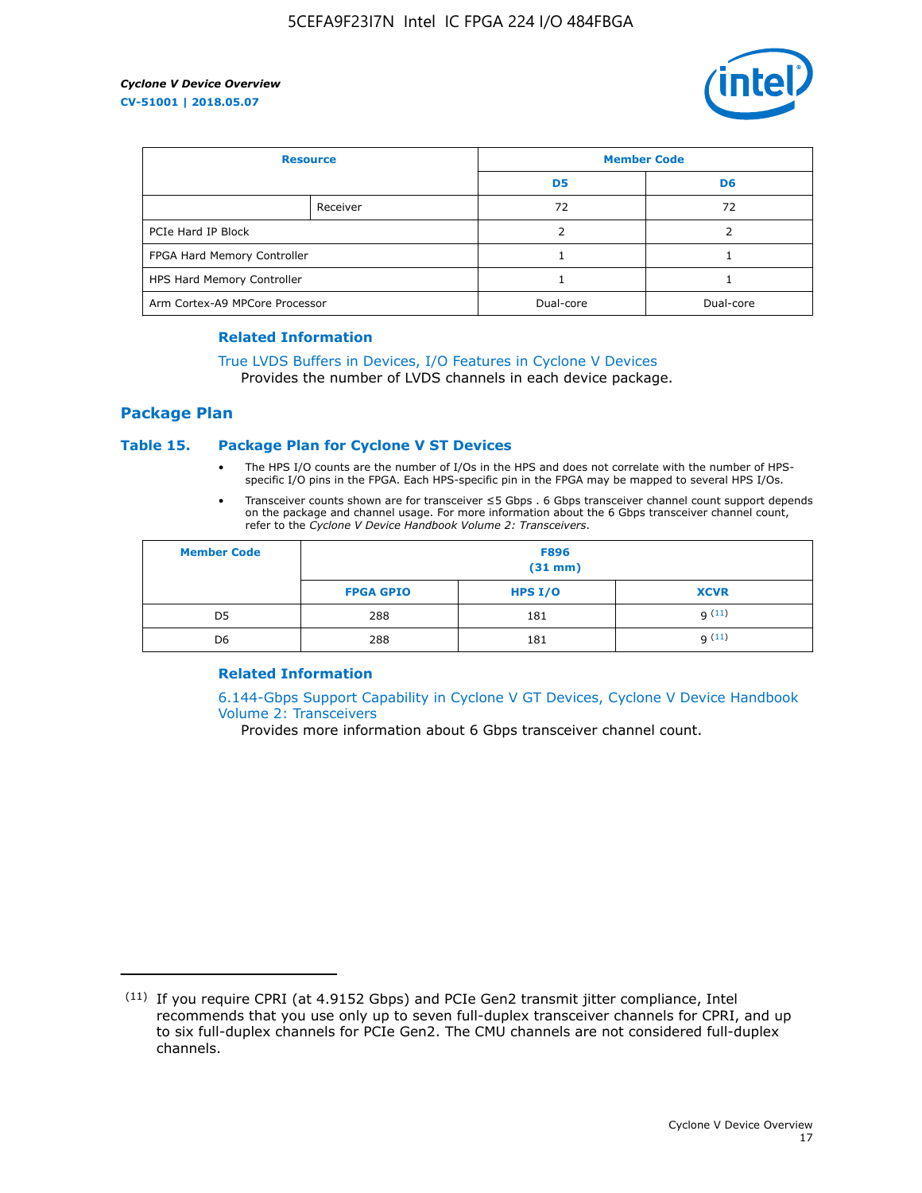| Resource | | Member Code | |
|---|---|---|---|
| | | D5 | D6 |
| | Receiver | 72 | 72 |
| PCIe Hard IP Block | | 2 | 2 |
| FPGA Hard Memory Controller | | 1 | 1 |
| HPS Hard Memory Controller | | 1 | 1 |
| Arm Cortex-A9 MPCore Processor | | Dual-core | Dual-core |

### Related Information

True LVDS Buffers in Devices, I/O Features in Cyclone V Devices
Provides the number of LVDS channels in each device package.

## Package Plan

### Table 15. Package Plan for Cyclone V ST Devices

- The HPS I/O counts are the number of I/Os in the HPS and does not correlate with the number of HPS-specific I/O pins in the FPGA. Each HPS-specific pin in the FPGA may be mapped to several HPS I/Os.
- Transceiver counts shown are for transceiver ≤5 Gbps . 6 Gbps transceiver channel count support depends on the package and channel usage. For more information about the 6 Gbps transceiver channel count, refer to the *Cyclone V Device Handbook Volume 2: Transceivers*.

| Member Code | F896 (31 mm) | | |
|---|---|---|---|
| | FPGA GPIO | HPS I/O | XCVR |
| D5 | 288 | 181 | 9 (11) |
| D6 | 288 | 181 | 9 (11) |

### Related Information

6.144-Gbps Support Capability in Cyclone V GT Devices, Cyclone V Device Handbook Volume 2: Transceivers
Provides more information about 6 Gbps transceiver channel count.

(11) If you require CPRI (at 4.9152 Gbps) and PCIe Gen2 transmit jitter compliance, Intel recommends that you use only up to seven full-duplex transceiver channels for CPRI, and up to six full-duplex channels for PCIe Gen2. The CMU channels are not considered full-duplex channels.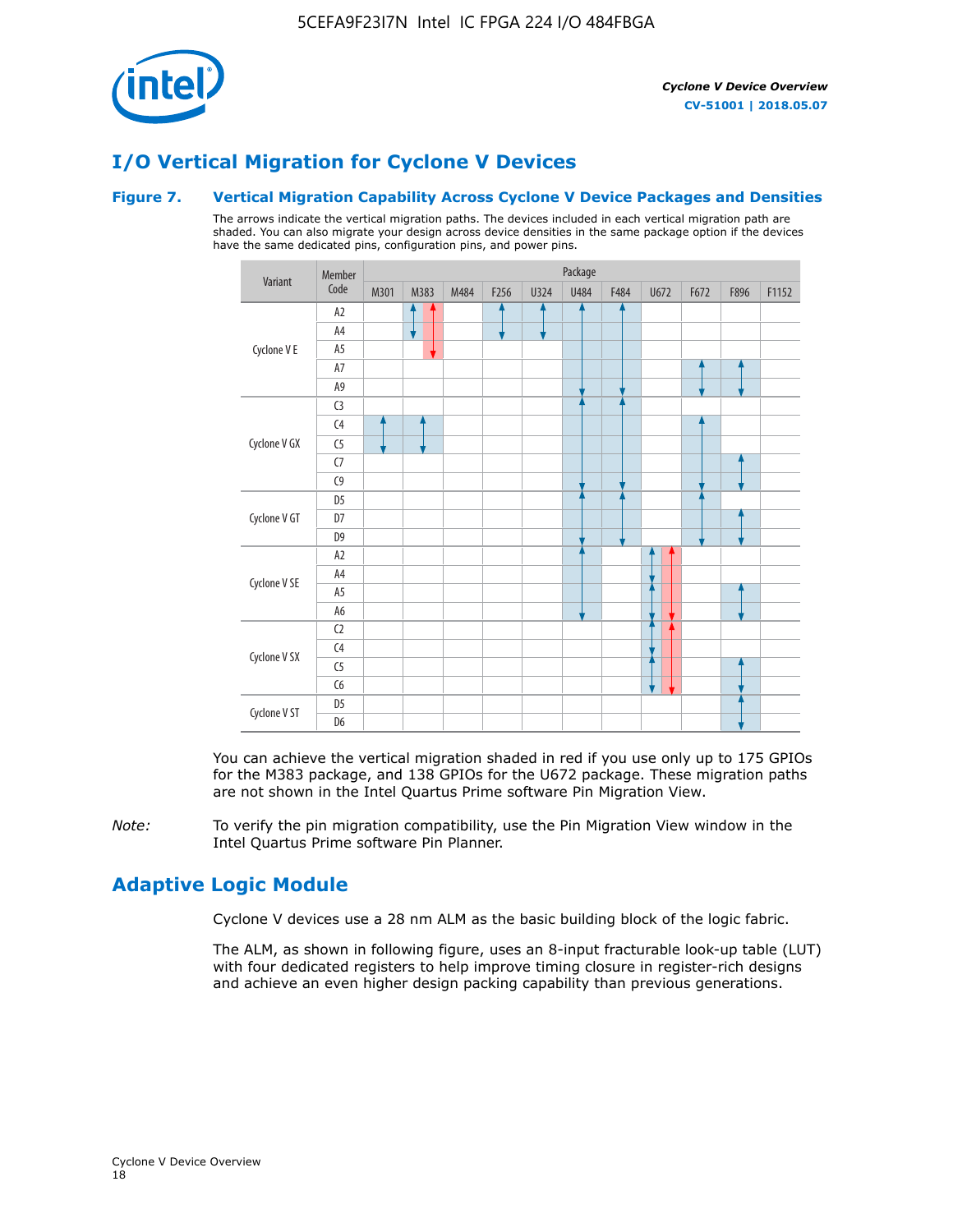# I/O Vertical Migration for Cyclone V Devices

### Figure 7. Vertical Migration Capability Across Cyclone V Device Packages and Densities

The arrows indicate the vertical migration paths. The devices included in each vertical migration path are shaded. You can also migrate your design across device densities in the same package option if the devices have the same dedicated pins, configuration pins, and power pins.

| Variant | Member Code | Package | | | | | | | | | | |
|---|---|---|---|---|---|---|---|---|---|---|---|---|
| | | M301 | M383 | M484 | F256 | U324 | U484 | F484 | U672 | F672 | F896 | F1152 |
| Cyclone V E | A2 | | | | | | | | | | | |
| | A4 | | | | | | | | | | | |
| | A5 | | | | | | | | | | | |
| | A7 | | | | | | | | | | | |
| | A9 | | | | | | | | | | | |
| Cyclone V GX | C3 | | | | | | | | | | | |
| | C4 | | | | | | | | | | | |
| | C5 | | | | | | | | | | | |
| | C7 | | | | | | | | | | | |
| | C9 | | | | | | | | | | | |
| Cyclone V GT | D5 | | | | | | | | | | | |
| | D7 | | | | | | | | | | | |
| | D9 | | | | | | | | | | | |
| Cyclone V SE | A2 | | | | | | | | | | | |
| | A4 | | | | | | | | | | | |
| | A5 | | | | | | | | | | | |
| | A6 | | | | | | | | | | | |
| Cyclone V SX | C2 | | | | | | | | | | | |
| | C4 | | | | | | | | | | | |
| | C5 | | | | | | | | | | | |
| | C6 | | | | | | | | | | | |
| Cyclone V ST | D5 | | | | | | | | | | | |
| | D6 | | | | | | | | | | | |

You can achieve the vertical migration shaded in red if you use only up to 175 GPIOs for the M383 package, and 138 GPIOs for the U672 package. These migration paths are not shown in the Intel Quartus Prime software Pin Migration View.

*Note:* To verify the pin migration compatibility, use the Pin Migration View window in the Intel Quartus Prime software Pin Planner.

# Adaptive Logic Module

Cyclone V devices use a 28 nm ALM as the basic building block of the logic fabric.

The ALM, as shown in following figure, uses an 8-input fracturable look-up table (LUT) with four dedicated registers to help improve timing closure in register-rich designs and achieve an even higher design packing capability than previous generations.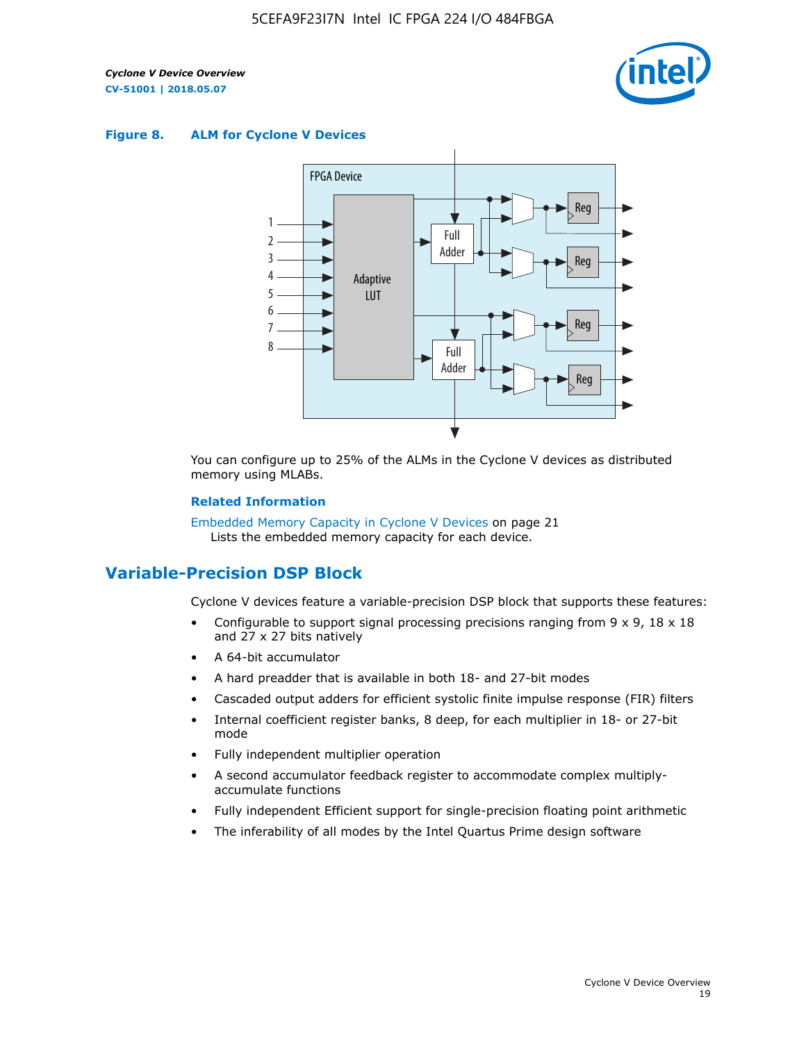**Figure 8. ALM for Cycl​one V Devices**

You can configure up to 25% of the ALMs in the Cyclone V devices as distributed memory using MLABs.

**Related Information**

Embedded Memory Capacity in Cyclone V Devices on page 21
Lists the embedded memory capacity for each device.

## Variable-Precision DSP Block

Cyclone V devices feature a variable-precision DSP block that supports these features:

- Configurable to support signal processing precisions ranging from 9 x 9, 18 x 18 and 27 x 27 bits natively
- A 64-bit accumulator
- A hard preadder that is available in both 18- and 27-bit modes
- Cascaded output adders for efficient systolic finite impulse response (FIR) filters
- Internal coefficient register banks, 8 deep, for each multiplier in 18- or 27-bit mode
- Fully independent multiplier operation
- A second accumulator feedback register to accommodate complex multiply-accumulate functions
- Fully independent Efficient support for single-precision floating point arithmetic
- The inferability of all modes by the Intel Quartus Prime design software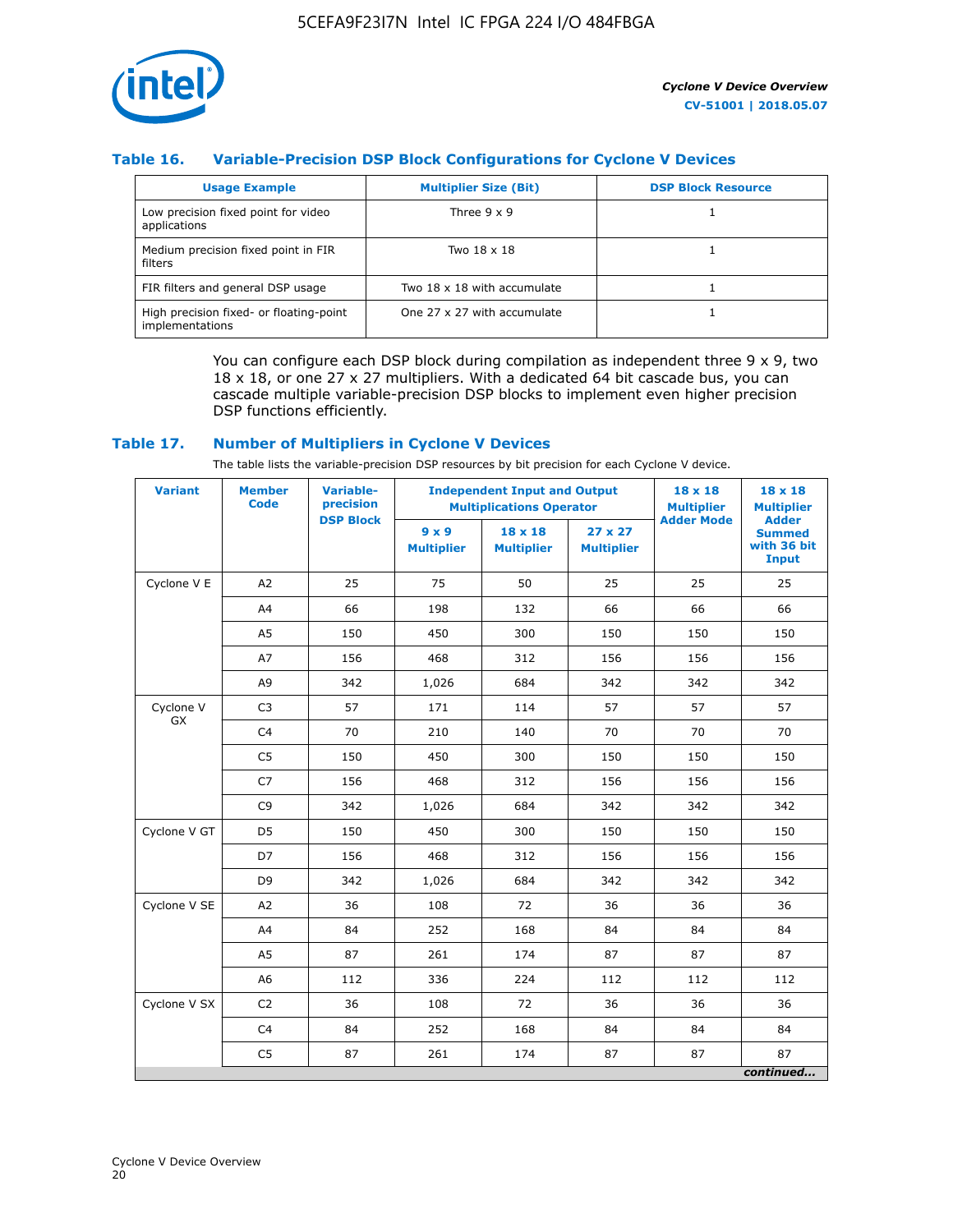### Table 16. Variable-Precision DSP Block Configurations for Cyclone V Devices

| Usage Example | Multiplier Size (Bit) | DSP Block Resource |
|---|---|---|
| Low precision fixed point for video applications | Three 9 x 9 | 1 |
| Medium precision fixed point in FIR filters | Two 18 x 18 | 1 |
| FIR filters and general DSP usage | Two 18 x 18 with accumulate | 1 |
| High precision fixed- or floating-point implementations | One 27 x 27 with accumulate | 1 |

You can configure each DSP block during compilation as independent three 9 x 9, two 18 x 18, or one 27 x 27 multipliers. With a dedicated 64 bit cascade bus, you can cascade multiple variable-precision DSP blocks to implement even higher precision DSP functions efficiently.

### Table 17. Number of Multipliers in Cyclone V Devices

The table lists the variable-precision DSP resources by bit precision for each Cyclone V device.

| Variant | Member Code | Variable-precision DSP Block | Independent Input and Output Multiplications Operator | | | 18 x 18 Multiplier Adder Mode | 18 x 18 Multiplier Adder Summed with 36 bit Input |
|---|---|---|---|---|---|---|---|
| | | | 9 x 9 Multiplier | 18 x 18 Multiplier | 27 x 27 Multiplier | | |
| Cyclone V E | A2 | 25 | 75 | 50 | 25 | 25 | 25 |
| | A4 | 66 | 198 | 132 | 66 | 66 | 66 |
| | A5 | 150 | 450 | 300 | 150 | 150 | 150 |
| | A7 | 156 | 468 | 312 | 156 | 156 | 156 |
| | A9 | 342 | 1,026 | 684 | 342 | 342 | 342 |
| Cyclone V GX | C3 | 57 | 171 | 114 | 57 | 57 | 57 |
| | C4 | 70 | 210 | 140 | 70 | 70 | 70 |
| | C5 | 150 | 450 | 300 | 150 | 150 | 150 |
| | C7 | 156 | 468 | 312 | 156 | 156 | 156 |
| | C9 | 342 | 1,026 | 684 | 342 | 342 | 342 |
| Cyclone V GT | D5 | 150 | 450 | 300 | 150 | 150 | 150 |
| | D7 | 156 | 468 | 312 | 156 | 156 | 156 |
| | D9 | 342 | 1,026 | 684 | 342 | 342 | 342 |
| Cyclone V SE | A2 | 36 | 108 | 72 | 36 | 36 | 36 |
| | A4 | 84 | 252 | 168 | 84 | 84 | 84 |
| | A5 | 87 | 261 | 174 | 87 | 87 | 87 |
| | A6 | 112 | 336 | 224 | 112 | 112 | 112 |
| Cyclone V SX | C2 | 36 | 108 | 72 | 36 | 36 | 36 |
| | C4 | 84 | 252 | 168 | 84 | 84 | 84 |
| | C5 | 87 | 261 | 174 | 87 | 87 | 87 |

*continued...*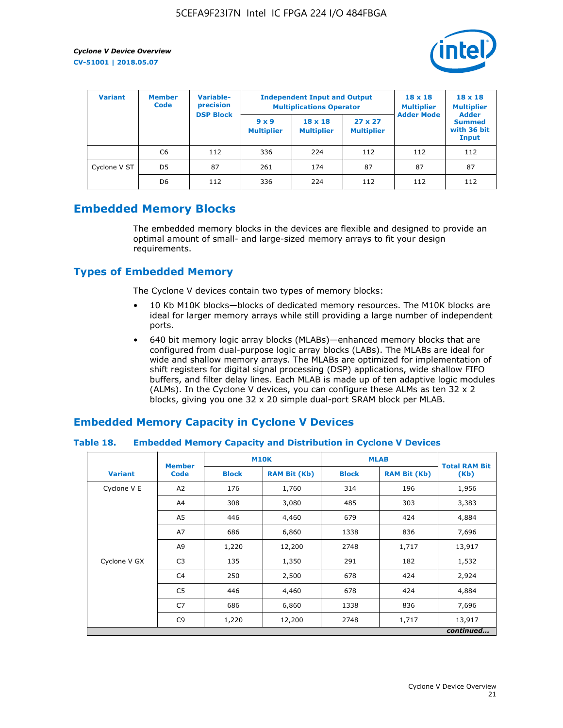| Variant | Member Code | Variable-precision DSP Block | Independent Input and Output Multiplications Operator | | | 18 x 18 Multiplier Adder Mode | 18 x 18 Multiplier Adder Summed with 36 bit Input |
|---|---|---|---|---|---|---|---|
| | | | 9 x 9 Multiplier | 18 x 18 Multiplier | 27 x 27 Multiplier | | |
| | C6 | 112 | 336 | 224 | 112 | 112 | 112 |
| Cyclone V ST | D5 | 87 | 261 | 174 | 87 | 87 | 87 |
| | D6 | 112 | 336 | 224 | 112 | 112 | 112 |

## Embedded Memory Blocks

The embedded memory blocks in the devices are flexible and designed to provide an optimal amount of small- and large-sized memory arrays to fit your design requirements.

## Types of Embedded Memory

The Cyclone V devices contain two types of memory blocks:

- 10 Kb M10K blocks—blocks of dedicated memory resources. The M10K blocks are ideal for larger memory arrays while still providing a large number of independent ports.
- 640 bit memory logic array blocks (MLABs)—enhanced memory blocks that are configured from dual-purpose logic array blocks (LABs). The MLABs are ideal for wide and shallow memory arrays. The MLABs are optimized for implementation of shift registers for digital signal processing (DSP) applications, wide shallow FIFO buffers, and filter delay lines. Each MLAB is made up of ten adaptive logic modules (ALMs). In the Cyclone V devices, you can configure these ALMs as ten 32 x 2 blocks, giving you one 32 x 20 simple dual-port SRAM block per MLAB.

## Embedded Memory Capacity in Cyclone V Devices

**Table 18. Embedded Memory Capacity and Distribution in Cyclone V Devices**

| Variant | Member Code | M10K | | MLAB | | Total RAM Bit (Kb) |
|---|---|---|---|---|---|---|
| | | Block | RAM Bit (Kb) | Block | RAM Bit (Kb) | |
| Cyclone V E | A2 | 176 | 1,760 | 314 | 196 | 1,956 |
| | A4 | 308 | 3,080 | 485 | 303 | 3,383 |
| | A5 | 446 | 4,460 | 679 | 424 | 4,884 |
| | A7 | 686 | 6,860 | 1338 | 836 | 7,696 |
| | A9 | 1,220 | 12,200 | 2748 | 1,717 | 13,917 |
| Cyclone V GX | C3 | 135 | 1,350 | 291 | 182 | 1,532 |
| | C4 | 250 | 2,500 | 678 | 424 | 2,924 |
| | C5 | 446 | 4,460 | 678 | 424 | 4,884 |
| | C7 | 686 | 6,860 | 1338 | 836 | 7,696 |
| | C9 | 1,220 | 12,200 | 2748 | 1,717 | 13,917 |

*continued...*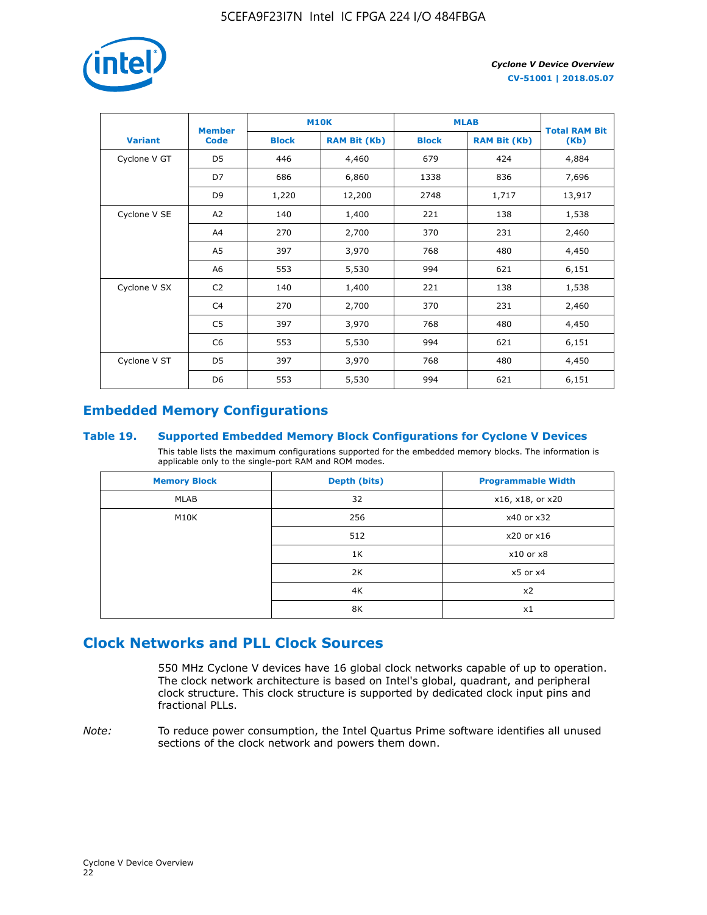| Variant | Member Code | M10K | | MLAB | | Total RAM Bit (Kb) |
|---|---|---|---|---|---|---|
| | | Block | RAM Bit (Kb) | Block | RAM Bit (Kb) | |
| Cyclone V GT | D5 | 446 | 4,460 | 679 | 424 | 4,884 |
| | D7 | 686 | 6,860 | 1338 | 836 | 7,696 |
| | D9 | 1,220 | 12,200 | 2748 | 1,717 | 13,917 |
| Cyclone V SE | A2 | 140 | 1,400 | 221 | 138 | 1,538 |
| | A4 | 270 | 2,700 | 370 | 231 | 2,460 |
| | A5 | 397 | 3,970 | 768 | 480 | 4,450 |
| | A6 | 553 | 5,530 | 994 | 621 | 6,151 |
| Cyclone V SX | C2 | 140 | 1,400 | 221 | 138 | 1,538 |
| | C4 | 270 | 2,700 | 370 | 231 | 2,460 |
| | C5 | 397 | 3,970 | 768 | 480 | 4,450 |
| | C6 | 553 | 5,530 | 994 | 621 | 6,151 |
| Cyclone V ST | D5 | 397 | 3,970 | 768 | 480 | 4,450 |
| | D6 | 553 | 5,530 | 994 | 621 | 6,151 |

## Embedded Memory Configurations

### Table 19. Supported Embedded Memory Block Configurations for Cyclone V Devices

This table lists the maximum configurations supported for the embedded memory blocks. The information is applicable only to the single-port RAM and ROM modes.

| Memory Block | Depth (bits) | Programmable Width |
|---|---|---|
| MLAB | 32 | x16, x18, or x20 |
| M10K | 256 | x40 or x32 |
| | 512 | x20 or x16 |
| | 1K | x10 or x8 |
| | 2K | x5 or x4 |
| | 4K | x2 |
| | 8K | x1 |

## Clock Networks and PLL Clock Sources

550 MHz Cyclone V devices have 16 global clock networks capable of up to operation. The clock network architecture is based on Intel's global, quadrant, and peripheral clock structure. This clock structure is supported by dedicated clock input pins and fractional PLLs.

*Note:* To reduce power consumption, the Intel Quartus Prime software identifies all unused sections of the clock network and powers them down.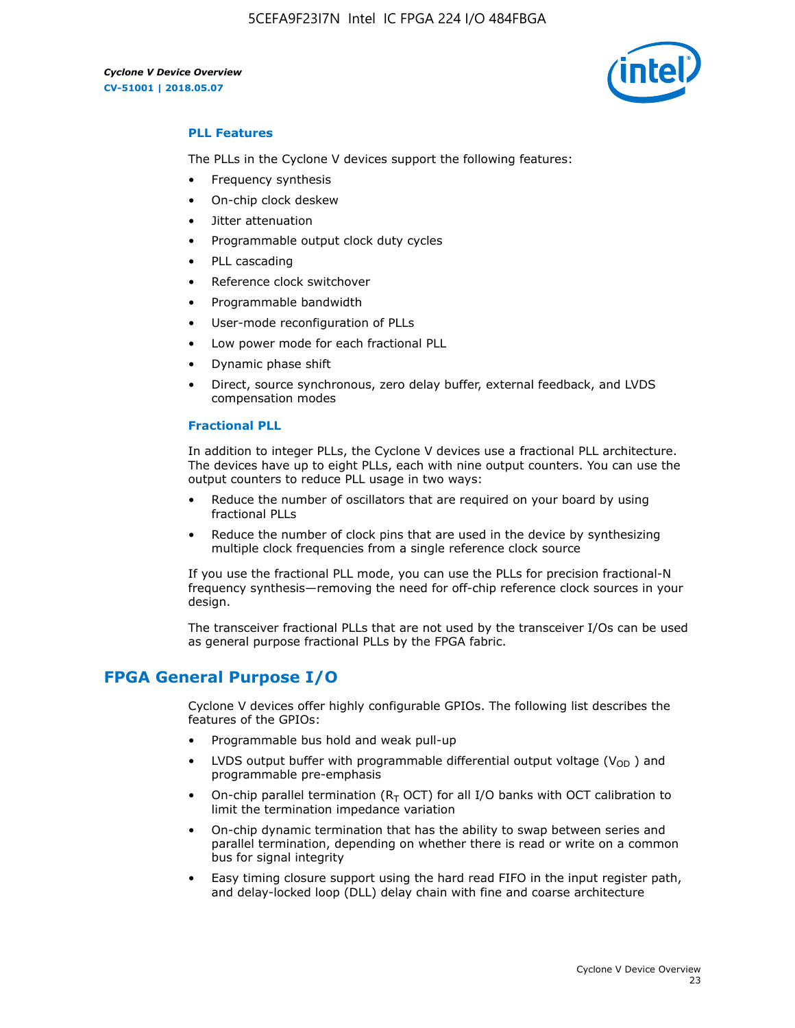### PLL Features

The PLLs in the Cyclone V devices support the following features:

- Frequency synthesis
- On-chip clock deskew
- Jitter attenuation
- Programmable output clock duty cycles
- PLL cascading
- Reference clock switchover
- Programmable bandwidth
- User-mode reconfiguration of PLLs
- Low power mode for each fractional PLL
- Dynamic phase shift
- Direct, source synchronous, zero delay buffer, external feedback, and LVDS compensation modes

### Fractional PLL

In addition to integer PLLs, the Cyclone V devices use a fractional PLL architecture. The devices have up to eight PLLs, each with nine output counters. You can use the output counters to reduce PLL usage in two ways:

- Reduce the number of oscillators that are required on your board by using fractional PLLs
- Reduce the number of clock pins that are used in the device by synthesizing multiple clock frequencies from a single reference clock source

If you use the fractional PLL mode, you can use the PLLs for precision fractional-N frequency synthesis—removing the need for off-chip reference clock sources in your design.

The transceiver fractional PLLs that are not used by the transceiver I/Os can be used as general purpose fractional PLLs by the FPGA fabric.

## FPGA General Purpose I/O

Cyclone V devices offer highly configurable GPIOs. The following list describes the features of the GPIOs:

- Programmable bus hold and weak pull-up
- LVDS output buffer with programmable differential output voltage ($V_{OD}$ ) and programmable pre-emphasis
- On-chip parallel termination ($R_T$ OCT) for all I/O banks with OCT calibration to limit the termination impedance variation
- On-chip dynamic termination that has the ability to swap between series and parallel termination, depending on whether there is read or write on a common bus for signal integrity
- Easy timing closure support using the hard read FIFO in the input register path, and delay-locked loop (DLL) delay chain with fine and coarse architecture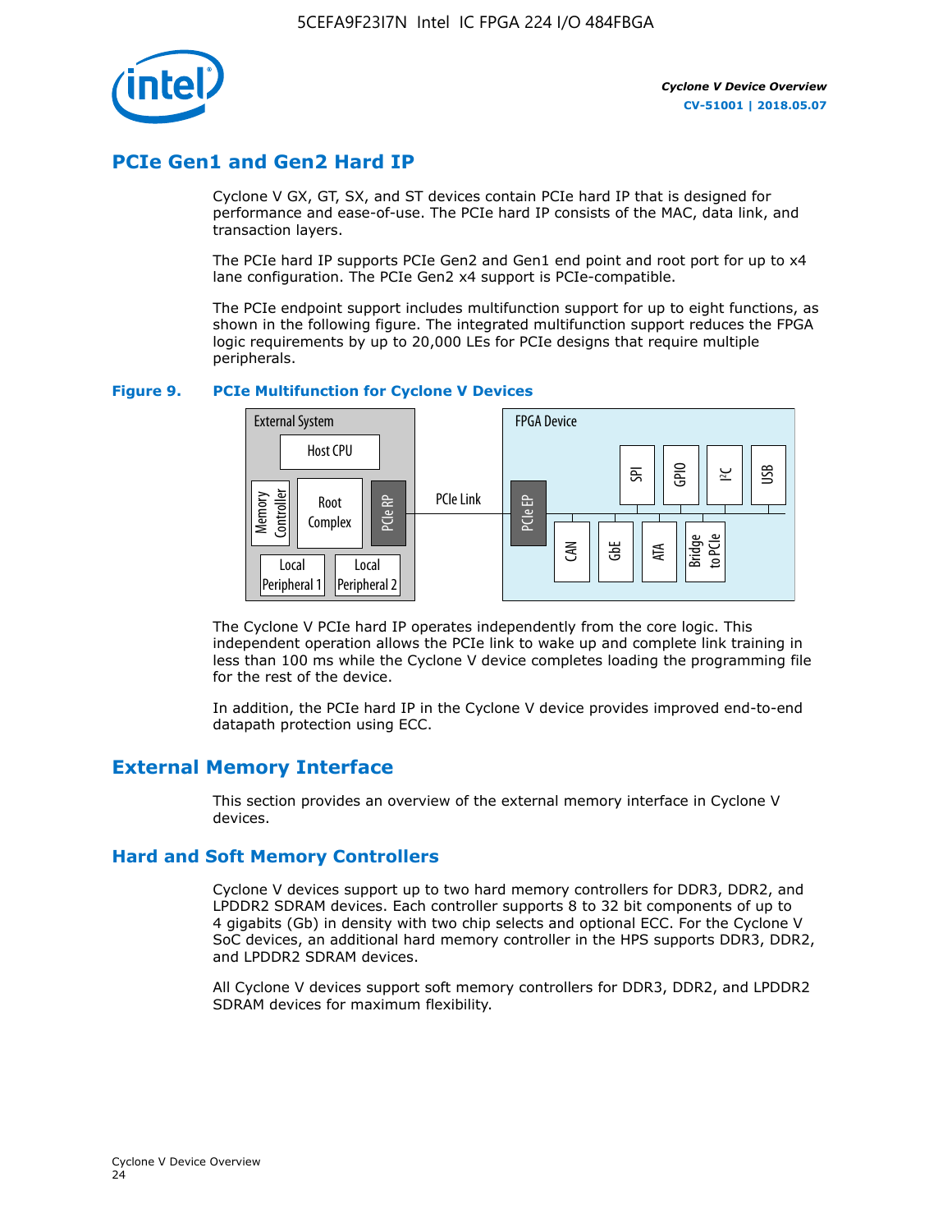## PCIe Gen1 and Gen2 Hard IP

Cyclone V GX, GT, SX, and ST devices contain PCIe hard IP that is designed for performance and ease-of-use. The PCIe hard IP consists of the MAC, data link, and transaction layers.

The PCIe hard IP supports PCIe Gen2 and Gen1 end point and root port for up to x4 lane configuration. The PCIe Gen2 x4 support is PCIe-compatible.

The PCIe endpoint support includes multifunction support for up to eight functions, as shown in the following figure. The integrated multifunction support reduces the FPGA logic requirements by up to 20,000 LEs for PCIe designs that require multiple peripherals.

**Figure 9. PCIe Multifunction for Cyclone V Devices**

External System: Host CPU, Memory Controller, Root Complex, PCIe RP, Local Peripheral 1, Local Peripheral 2 — PCIe Link — FPGA Device: PCIe EP, SPI, GPIO, I2C, USB, CAN, GbE, ATA, Bridge to PCIe

The Cyclone V PCIe hard IP operates independently from the core logic. This independent operation allows the PCIe link to wake up and complete link training in less than 100 ms while the Cyclone V device completes loading the programming file for the rest of the device.

In addition, the PCIe hard IP in the Cyclone V device provides improved end-to-end datapath protection using ECC.

## External Memory Interface

This section provides an overview of the external memory interface in Cyclone V devices.

### Hard and Soft Memory Controllers

Cyclone V devices support up to two hard memory controllers for DDR3, DDR2, and LPDDR2 SDRAM devices. Each controller supports 8 to 32 bit components of up to 4 gigabits (Gb) in density with two chip selects and optional ECC. For the Cyclone V SoC devices, an additional hard memory controller in the HPS supports DDR3, DDR2, and LPDDR2 SDRAM devices.

All Cyclone V devices support soft memory controllers for DDR3, DDR2, and LPDDR2 SDRAM devices for maximum flexibility.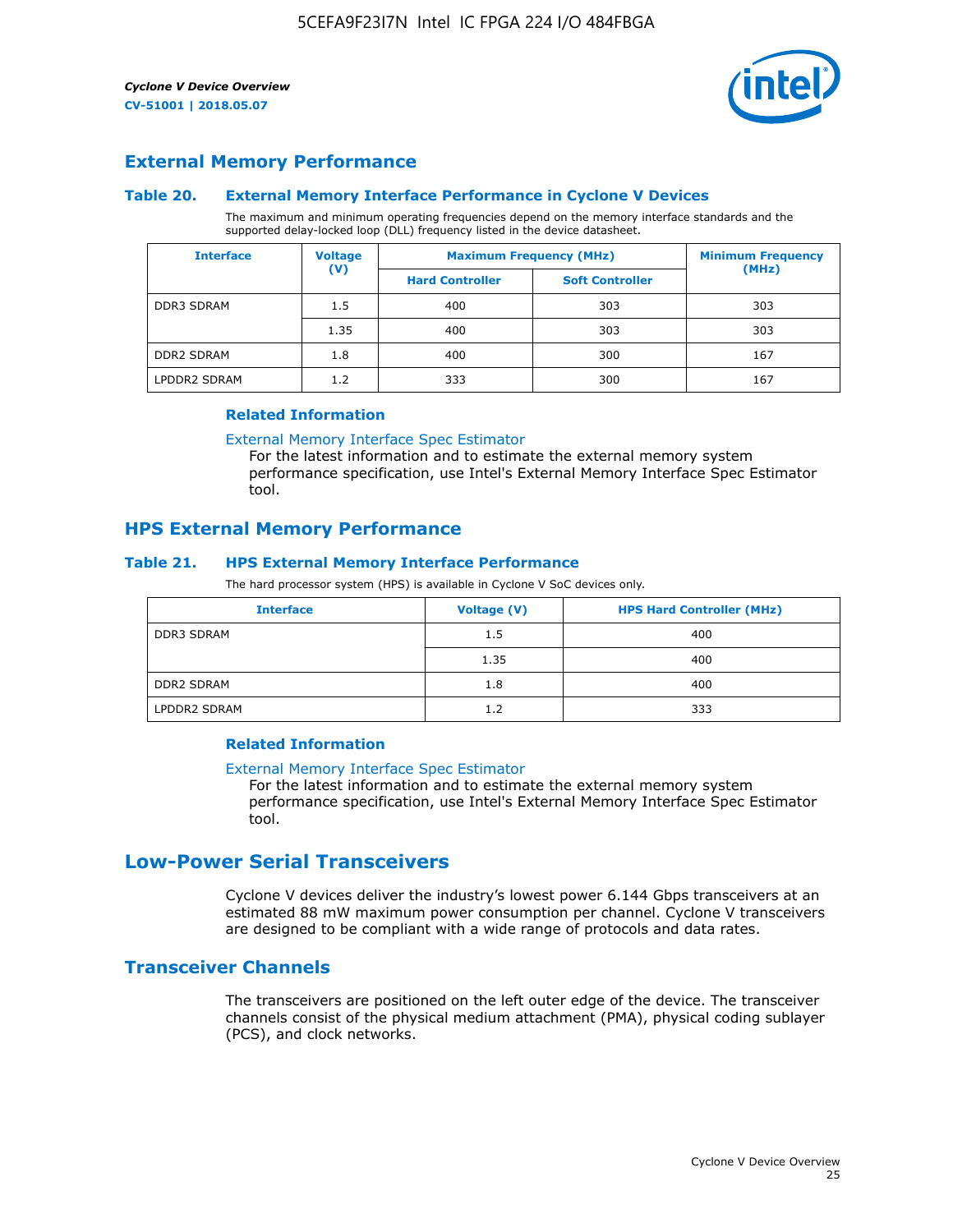## External Memory Performance

### Table 20. External Memory Interface Performance in Cyclone V Devices

The maximum and minimum operating frequencies depend on the memory interface standards and the supported delay-locked loop (DLL) frequency listed in the device datasheet.

| Interface | Voltage (V) | Maximum Frequency (MHz) | | Minimum Frequency (MHz) |
|---|---|---|---|---|
| | | Hard Controller | Soft Controller | |
| DDR3 SDRAM | 1.5 | 400 | 303 | 303 |
| | 1.35 | 400 | 303 | 303 |
| DDR2 SDRAM | 1.8 | 400 | 300 | 167 |
| LPDDR2 SDRAM | 1.2 | 333 | 300 | 167 |

#### Related Information

External Memory Interface Spec Estimator

For the latest information and to estimate the external memory system performance specification, use Intel's External Memory Interface Spec Estimator tool.

## HPS External Memory Performance

### Table 21. HPS External Memory Interface Performance

The hard processor system (HPS) is available in Cyclone V SoC devices only.

| Interface | Voltage (V) | HPS Hard Controller (MHz) |
|---|---|---|
| DDR3 SDRAM | 1.5 | 400 |
| | 1.35 | 400 |
| DDR2 SDRAM | 1.8 | 400 |
| LPDDR2 SDRAM | 1.2 | 333 |

#### Related Information

External Memory Interface Spec Estimator

For the latest information and to estimate the external memory system performance specification, use Intel's External Memory Interface Spec Estimator tool.

# Low-Power Serial Transceivers

Cyclone V devices deliver the industry's lowest power 6.144 Gbps transceivers at an estimated 88 mW maximum power consumption per channel. Cyclone V transceivers are designed to be compliant with a wide range of protocols and data rates.

## Transceiver Channels

The transceivers are positioned on the left outer edge of the device. The transceiver channels consist of the physical medium attachment (PMA), physical coding sublayer (PCS), and clock networks.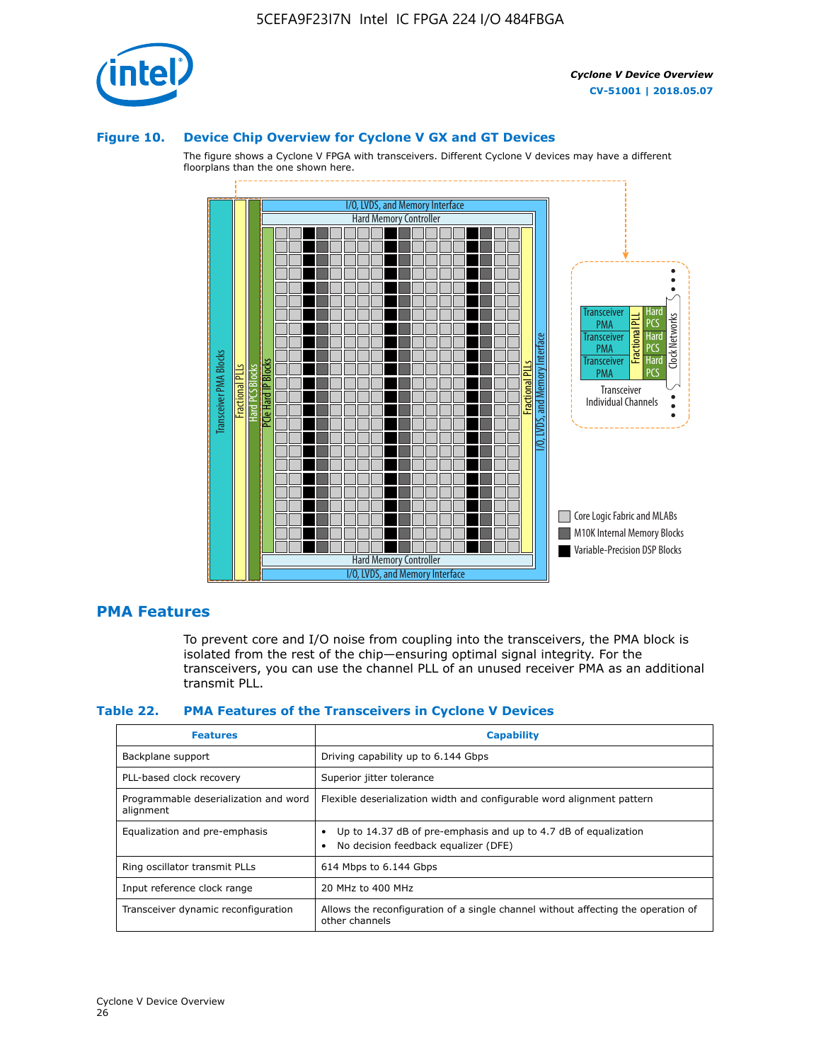## Figure 10. Device Chip Overview for Cyclone V GX and GT Devices

The figure shows a Cyclone V FPGA with transceivers. Different Cyclone V devices may have a different floorplans than the one shown here.

## PMA Features

To prevent core and I/O noise from coupling into the transceivers, the PMA block is isolated from the rest of the chip—ensuring optimal signal integrity. For the transceivers, you can use the channel PLL of an unused receiver PMA as an additional transmit PLL.

### Table 22. PMA Features of the Transceivers in Cyclone V Devices

| Features | Capability |
|---|---|
| Backplane support | Driving capability up to 6.144 Gbps |
| PLL-based clock recovery | Superior jitter tolerance |
| Programmable deserialization and word alignment | Flexible deserialization width and configurable word alignment pattern |
| Equalization and pre-emphasis | • Up to 14.37 dB of pre-emphasis and up to 4.7 dB of equalization<br>• No decision feedback equalizer (DFE) |
| Ring oscillator transmit PLLs | 614 Mbps to 6.144 Gbps |
| Input reference clock range | 20 MHz to 400 MHz |
| Transceiver dynamic reconfiguration | Allows the reconfiguration of a single channel without affecting the operation of other channels |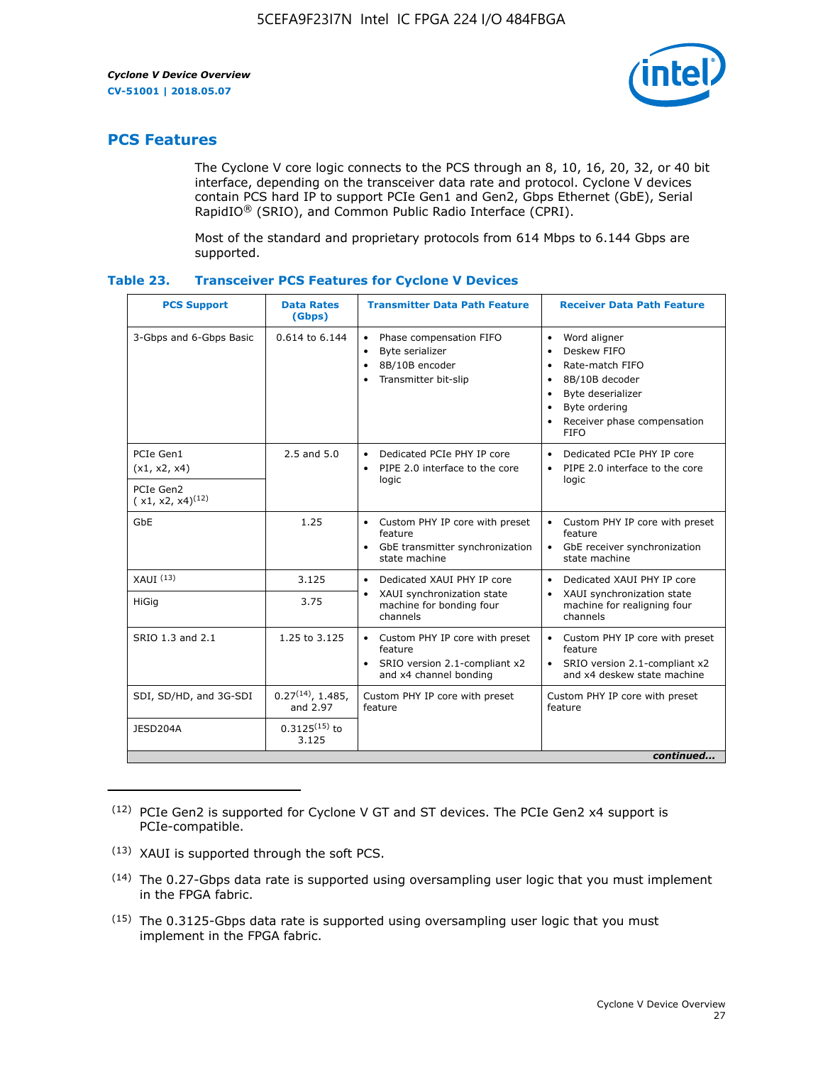## PCS Features

The Cyclone V core logic connects to the PCS through an 8, 10, 16, 20, 32, or 40 bit interface, depending on the transceiver data rate and protocol. Cyclone V devices contain PCS hard IP to support PCIe Gen1 and Gen2, Gbps Ethernet (GbE), Serial RapidIO® (SRIO), and Common Public Radio Interface (CPRI).

Most of the standard and proprietary protocols from 614 Mbps to 6.144 Gbps are supported.

**Table 23. Transceiver PCS Features for Cyclone V Devices**

| PCS Support | Data Rates (Gbps) | Transmitter Data Path Feature | Receiver Data Path Feature |
|---|---|---|---|
| 3-Gbps and 6-Gbps Basic | 0.614 to 6.144 | • Phase compensation FIFO<br>• Byte serializer<br>• 8B/10B encoder<br>• Transmitter bit-slip | • Word aligner<br>• Deskew FIFO<br>• Rate-match FIFO<br>• 8B/10B decoder<br>• Byte deserializer<br>• Byte ordering<br>• Receiver phase compensation FIFO |
| PCIe Gen1 (x1, x2, x4) | 2.5 and 5.0 | • Dedicated PCIe PHY IP core<br>• PIPE 2.0 interface to the core logic | • Dedicated PCIe PHY IP core<br>• PIPE 2.0 interface to the core logic |
| PCIe Gen2 ( x1, x2, x4)[12] | | | |
| GbE | 1.25 | • Custom PHY IP core with preset feature<br>• GbE transmitter synchronization state machine | • Custom PHY IP core with preset feature<br>• GbE receiver synchronization state machine |
| XAUI [13] | 3.125 | • Dedicated XAUI PHY IP core<br>• XAUI synchronization state machine for bonding four channels | • Dedicated XAUI PHY IP core<br>• XAUI synchronization state machine for realigning four channels |
| HiGig | 3.75 | | |
| SRIO 1.3 and 2.1 | 1.25 to 3.125 | • Custom PHY IP core with preset feature<br>• SRIO version 2.1-compliant x2 and x4 channel bonding | • Custom PHY IP core with preset feature<br>• SRIO version 2.1-compliant x2 and x4 deskew state machine |
| SDI, SD/HD, and 3G-SDI | 0.27[14], 1.485, and 2.97 | Custom PHY IP core with preset feature | Custom PHY IP core with preset feature |
| JESD204A | 0.3125[15] to 3.125 | | |

*continued...*

(12) PCIe Gen2 is supported for Cyclone V GT and ST devices. The PCIe Gen2 x4 support is PCIe-compatible.

(13) XAUI is supported through the soft PCS.

(14) The 0.27-Gbps data rate is supported using oversampling user logic that you must implement in the FPGA fabric.

(15) The 0.3125-Gbps data rate is supported using oversampling user logic that you must implement in the FPGA fabric.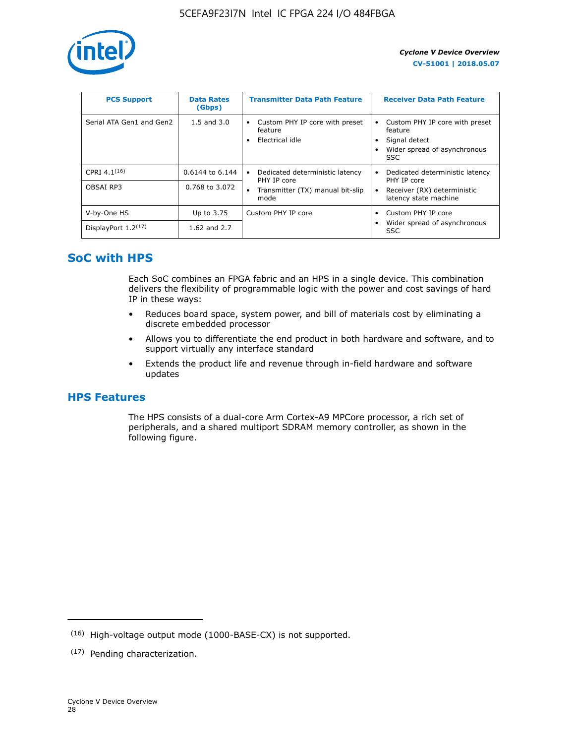| PCS Support | Data Rates (Gbps) | Transmitter Data Path Feature | Receiver Data Path Feature |
|---|---|---|---|
| Serial ATA Gen1 and Gen2 | 1.5 and 3.0 | • Custom PHY IP core with preset feature<br>• Electrical idle | • Custom PHY IP core with preset feature<br>• Signal detect<br>• Wider spread of asynchronous SSC |
| CPRI 4.1[16] | 0.6144 to 6.144 | • Dedicated deterministic latency PHY IP core<br>• Transmitter (TX) manual bit-slip mode | • Dedicated deterministic latency PHY IP core<br>• Receiver (RX) deterministic latency state machine |
| OBSAI RP3 | 0.768 to 3.072 | | |
| V-by-One HS | Up to 3.75 | Custom PHY IP core | • Custom PHY IP core<br>• Wider spread of asynchronous SSC |
| DisplayPort 1.2[17] | 1.62 and 2.7 | | |

## SoC with HPS

Each SoC combines an FPGA fabric and an HPS in a single device. This combination delivers the flexibility of programmable logic with the power and cost savings of hard IP in these ways:

- Reduces board space, system power, and bill of materials cost by eliminating a discrete embedded processor
- Allows you to differentiate the end product in both hardware and software, and to support virtually any interface standard
- Extends the product life and revenue through in-field hardware and software updates

## HPS Features

The HPS consists of a dual-core Arm Cortex-A9 MPCore processor, a rich set of peripherals, and a shared multiport SDRAM memory controller, as shown in the following figure.

(16) High-voltage output mode (1000-BASE-CX) is not supported.

(17) Pending characterization.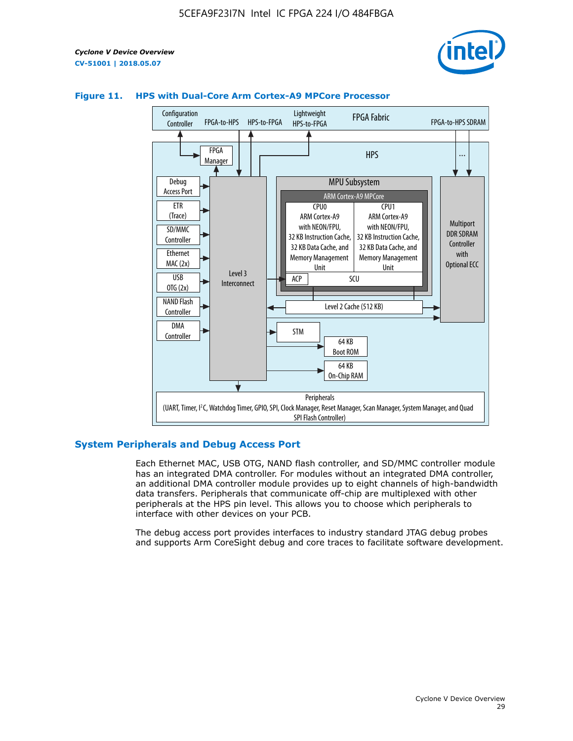**Figure 11. HPS with Dual-Core Arm Cortex-A9 MPCore Processor**

Configuration Controller | FPGA-to-HPS | HPS-to-FPGA | Lightweight HPS-to-FPGA | FPGA Fabric | FPGA-to-HPS SDRAM

HPS

FPGA Manager

Debug Access Port

ETR (Trace)

SD/MMC Controller

Ethernet MAC (2x)

USB OTG (2x)

NAND Flash Controller

DMA Controller

Level 3 Interconnect

MPU Subsystem

ARM Cortex-A9 MPCore

CPU0: ARM Cortex-A9 with NEON/FPU, 32 KB Instruction Cache, 32 KB Data Cache, and Memory Management Unit

CPU1: ARM Cortex-A9 with NEON/FPU, 32 KB Instruction Cache, 32 KB Data Cache, and Memory Management Unit

ACP | SCU

Level 2 Cache (512 KB)

Multiport DDR SDRAM Controller with Optional ECC

STM

64 KB Boot ROM

64 KB On-Chip RAM

Peripherals (UART, Timer, I²C, Watchdog Timer, GPIO, SPI, Clock Manager, Reset Manager, Scan Manager, System Manager, and Quad SPI Flash Controller)

## System Peripherals and Debug Access Port

Each Ethernet MAC, USB OTG, NAND flash controller, and SD/MMC controller module has an integrated DMA controller. For modules without an integrated DMA controller, an additional DMA controller module provides up to eight channels of high-bandwidth data transfers. Peripherals that communicate off-chip are multiplexed with other peripherals at the HPS pin level. This allows you to choose which peripherals to interface with other devices on your PCB.

The debug access port provides interfaces to industry standard JTAG debug probes and supports Arm CoreSight debug and core traces to facilitate software development.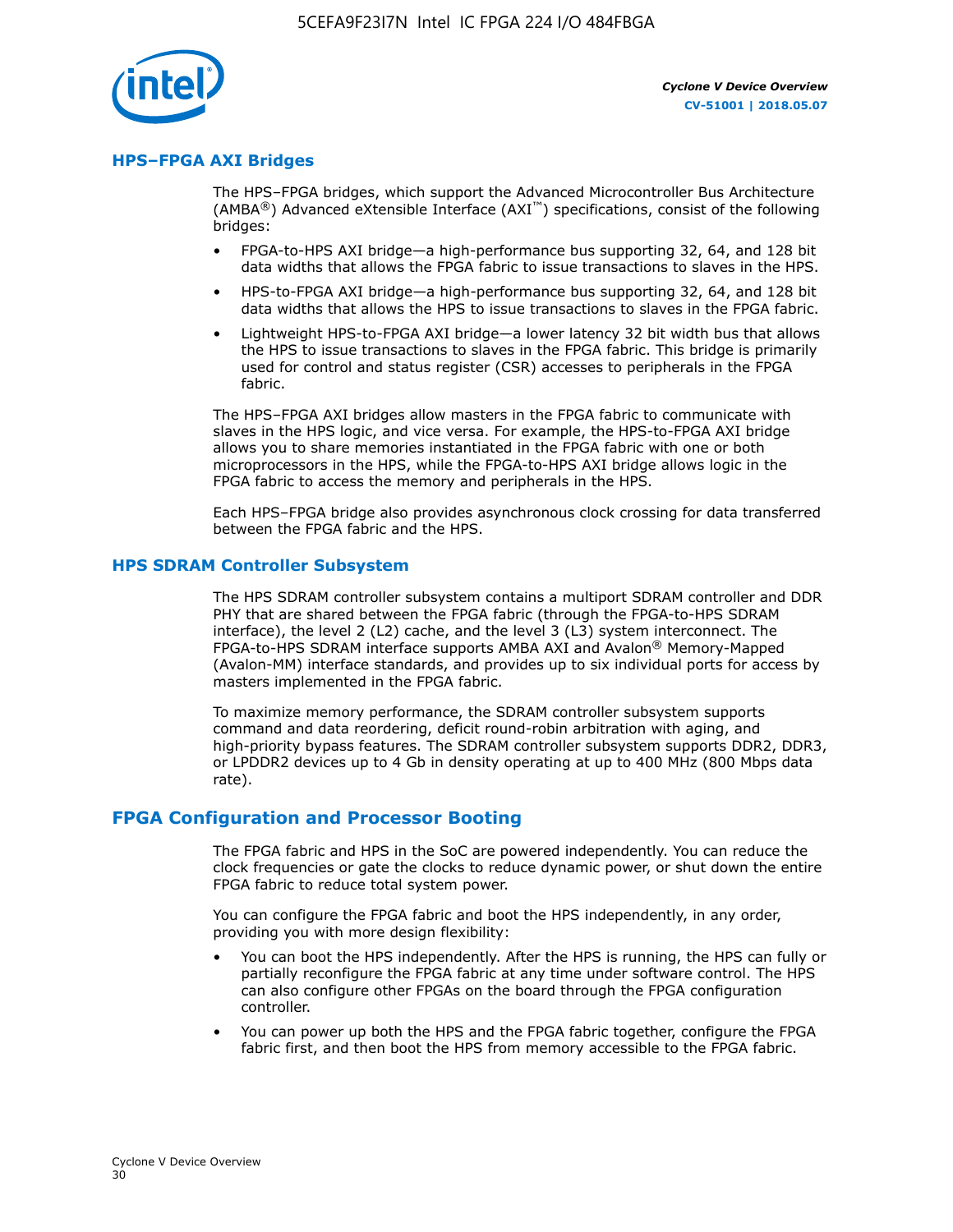## HPS–FPGA AXI Bridges

The HPS–FPGA bridges, which support the Advanced Microcontroller Bus Architecture (AMBA®) Advanced eXtensible Interface (AXI™) specifications, consist of the following bridges:

- FPGA-to-HPS AXI bridge—a high-performance bus supporting 32, 64, and 128 bit data widths that allows the FPGA fabric to issue transactions to slaves in the HPS.
- HPS-to-FPGA AXI bridge—a high-performance bus supporting 32, 64, and 128 bit data widths that allows the HPS to issue transactions to slaves in the FPGA fabric.
- Lightweight HPS-to-FPGA AXI bridge—a lower latency 32 bit width bus that allows the HPS to issue transactions to slaves in the FPGA fabric. This bridge is primarily used for control and status register (CSR) accesses to peripherals in the FPGA fabric.

The HPS–FPGA AXI bridges allow masters in the FPGA fabric to communicate with slaves in the HPS logic, and vice versa. For example, the HPS-to-FPGA AXI bridge allows you to share memories instantiated in the FPGA fabric with one or both microprocessors in the HPS, while the FPGA-to-HPS AXI bridge allows logic in the FPGA fabric to access the memory and peripherals in the HPS.

Each HPS–FPGA bridge also provides asynchronous clock crossing for data transferred between the FPGA fabric and the HPS.

## HPS SDRAM Controller Subsystem

The HPS SDRAM controller subsystem contains a multiport SDRAM controller and DDR PHY that are shared between the FPGA fabric (through the FPGA-to-HPS SDRAM interface), the level 2 (L2) cache, and the level 3 (L3) system interconnect. The FPGA-to-HPS SDRAM interface supports AMBA AXI and Avalon® Memory-Mapped (Avalon-MM) interface standards, and provides up to six individual ports for access by masters implemented in the FPGA fabric.

To maximize memory performance, the SDRAM controller subsystem supports command and data reordering, deficit round-robin arbitration with aging, and high-priority bypass features. The SDRAM controller subsystem supports DDR2, DDR3, or LPDDR2 devices up to 4 Gb in density operating at up to 400 MHz (800 Mbps data rate).

# FPGA Configuration and Processor Booting

The FPGA fabric and HPS in the SoC are powered independently. You can reduce the clock frequencies or gate the clocks to reduce dynamic power, or shut down the entire FPGA fabric to reduce total system power.

You can configure the FPGA fabric and boot the HPS independently, in any order, providing you with more design flexibility:

- You can boot the HPS independently. After the HPS is running, the HPS can fully or partially reconfigure the FPGA fabric at any time under software control. The HPS can also configure other FPGAs on the board through the FPGA configuration controller.
- You can power up both the HPS and the FPGA fabric together, configure the FPGA fabric first, and then boot the HPS from memory accessible to the FPGA fabric.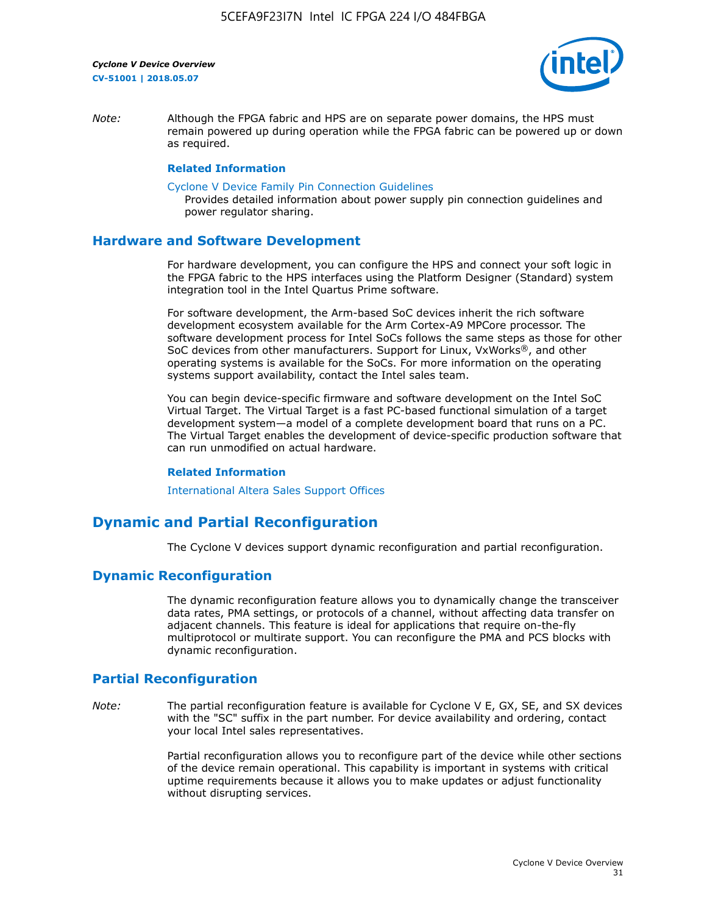*Note:* Although the FPGA fabric and HPS are on separate power domains, the HPS must remain powered up during operation while the FPGA fabric can be powered up or down as required.

**Related Information**

Cyclone V Device Family Pin Connection Guidelines
Provides detailed information about power supply pin connection guidelines and power regulator sharing.

## Hardware and Software Development

For hardware development, you can configure the HPS and connect your soft logic in the FPGA fabric to the HPS interfaces using the Platform Designer (Standard) system integration tool in the Intel Quartus Prime software.

For software development, the Arm-based SoC devices inherit the rich software development ecosystem available for the Arm Cortex-A9 MPCore processor. The software development process for Intel SoCs follows the same steps as those for other SoC devices from other manufacturers. Support for Linux, VxWorks®, and other operating systems is available for the SoCs. For more information on the operating systems support availability, contact the Intel sales team.

You can begin device-specific firmware and software development on the Intel SoC Virtual Target. The Virtual Target is a fast PC-based functional simulation of a target development system—a model of a complete development board that runs on a PC. The Virtual Target enables the development of device-specific production software that can run unmodified on actual hardware.

**Related Information**

International Altera Sales Support Offices

# Dynamic and Partial Reconfiguration

The Cyclone V devices support dynamic reconfiguration and partial reconfiguration.

## Dynamic Reconfiguration

The dynamic reconfiguration feature allows you to dynamically change the transceiver data rates, PMA settings, or protocols of a channel, without affecting data transfer on adjacent channels. This feature is ideal for applications that require on-the-fly multiprotocol or multirate support. You can reconfigure the PMA and PCS blocks with dynamic reconfiguration.

## Partial Reconfiguration

*Note:* The partial reconfiguration feature is available for Cyclone V E, GX, SE, and SX devices with the "SC" suffix in the part number. For device availability and ordering, contact your local Intel sales representatives.

Partial reconfiguration allows you to reconfigure part of the device while other sections of the device remain operational. This capability is important in systems with critical uptime requirements because it allows you to make updates or adjust functionality without disrupting services.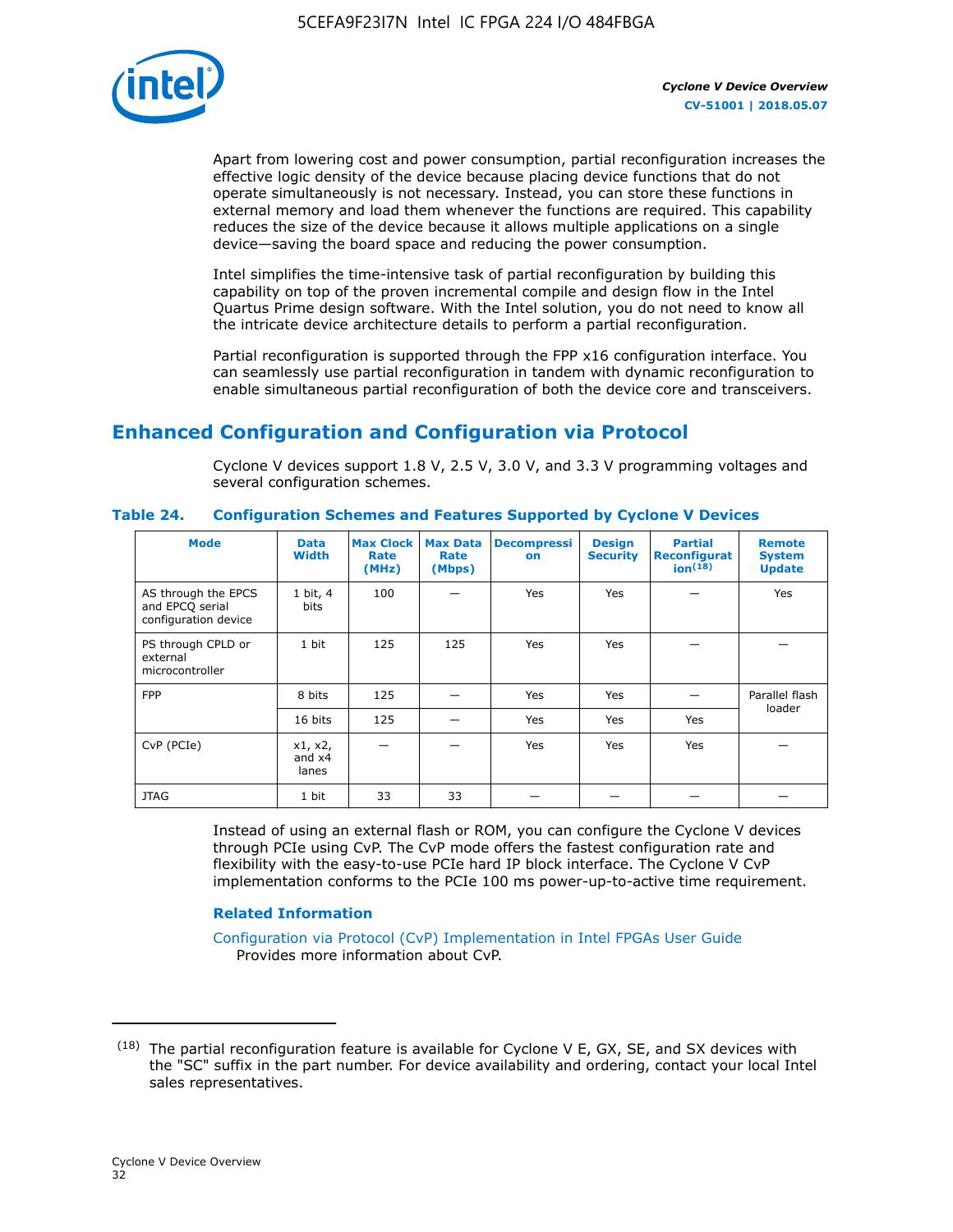Apart from lowering cost and power consumption, partial reconfiguration increases the effective logic density of the device because placing device functions that do not operate simultaneously is not necessary. Instead, you can store these functions in external memory and load them whenever the functions are required. This capability reduces the size of the device because it allows multiple applications on a single device—saving the board space and reducing the power consumption.

Intel simplifies the time-intensive task of partial reconfiguration by building this capability on top of the proven incremental compile and design flow in the Intel Quartus Prime design software. With the Intel solution, you do not need to know all the intricate device architecture details to perform a partial reconfiguration.

Partial reconfiguration is supported through the FPP x16 configuration interface. You can seamlessly use partial reconfiguration in tandem with dynamic reconfiguration to enable simultaneous partial reconfiguration of both the device core and transceivers.

## Enhanced Configuration and Configuration via Protocol

Cyclone V devices support 1.8 V, 2.5 V, 3.0 V, and 3.3 V programming voltages and several configuration schemes.

**Table 24. Configuration Schemes and Features Supported by Cyclone V Devices**

| Mode | Data Width | Max Clock Rate (MHz) | Max Data Rate (Mbps) | Decompression | Design Security | Partial Reconfiguration[18] | Remote System Update |
|---|---|---|---|---|---|---|---|
| AS through the EPCS and EPCQ serial configuration device | 1 bit, 4 bits | 100 | — | Yes | Yes | — | Yes |
| PS through CPLD or external microcontroller | 1 bit | 125 | 125 | Yes | Yes | — | — |
| FPP | 8 bits | 125 | — | Yes | Yes | — | Parallel flash loader |
| | 16 bits | 125 | — | Yes | Yes | Yes | |
| CvP (PCIe) | x1, x2, and x4 lanes | — | — | Yes | Yes | Yes | — |
| JTAG | 1 bit | 33 | 33 | — | — | — | — |

Instead of using an external flash or ROM, you can configure the Cyclone V devices through PCIe using CvP. The CvP mode offers the fastest configuration rate and flexibility with the easy-to-use PCIe hard IP block interface. The Cyclone V CvP implementation conforms to the PCIe 100 ms power-up-to-active time requirement.

### Related Information

Configuration via Protocol (CvP) Implementation in Intel FPGAs User Guide
Provides more information about CvP.

---

(18) The partial reconfiguration feature is available for Cyclone V E, GX, SE, and SX devices with the "SC" suffix in the part number. For device availability and ordering, contact your local Intel sales representatives.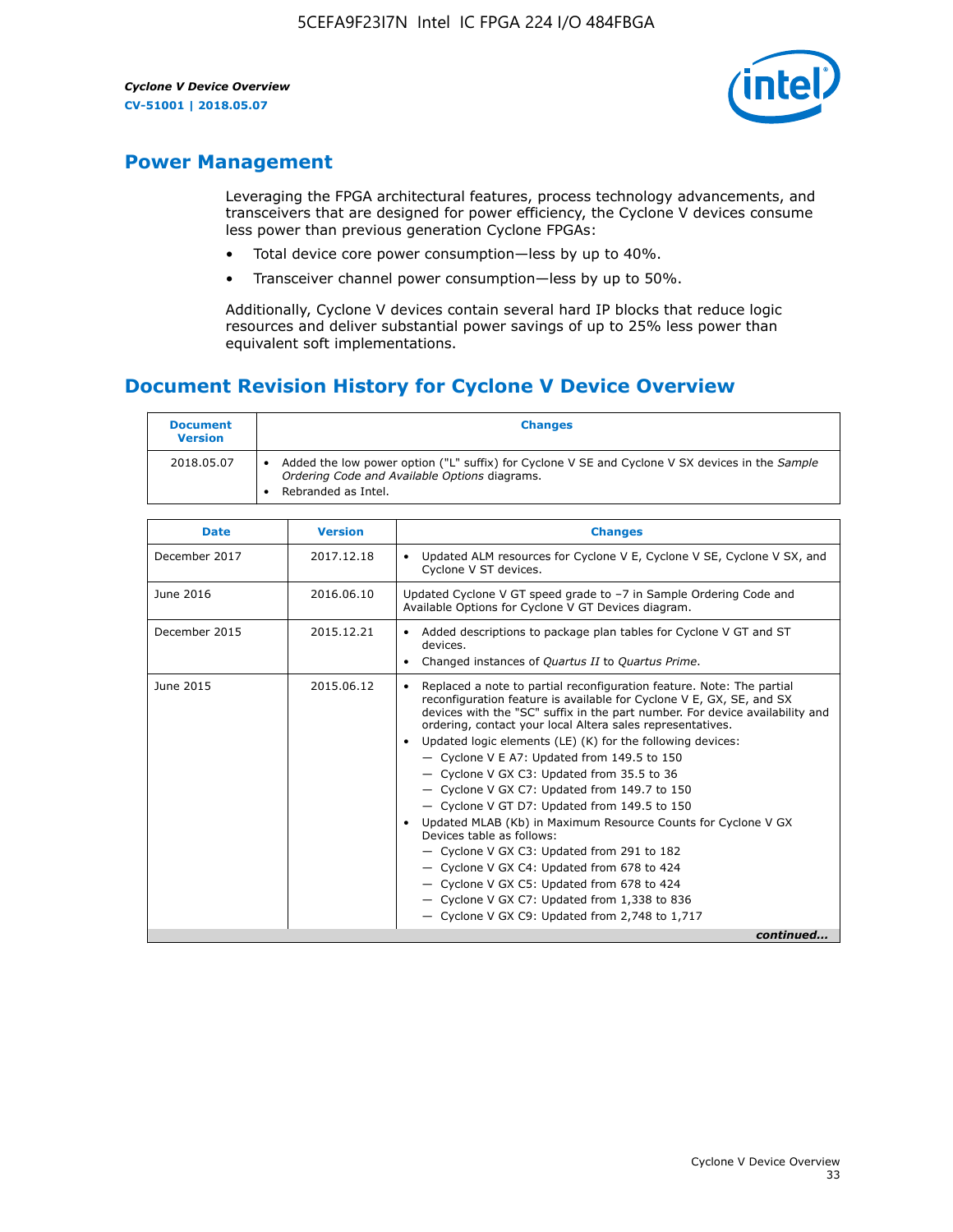## Power Management

Leveraging the FPGA architectural features, process technology advancements, and transceivers that are designed for power efficiency, the Cyclone V devices consume less power than previous generation Cyclone FPGAs:

- Total device core power consumption—less by up to 40%.
- Transceiver channel power consumption—less by up to 50%.

Additionally, Cyclone V devices contain several hard IP blocks that reduce logic resources and deliver substantial power savings of up to 25% less power than equivalent soft implementations.

## Document Revision History for Cyclone V Device Overview

| Document Version | Changes |
| --- | --- |
| 2018.05.07 | • Added the low power option ("L" suffix) for Cyclone V SE and Cyclone V SX devices in the *Sample Ordering Code and Available Options* diagrams.<br>• Rebranded as Intel. |

| Date | Version | Changes |
| --- | --- | --- |
| December 2017 | 2017.12.18 | • Updated ALM resources for Cyclone V E, Cyclone V SE, Cyclone V SX, and Cyclone V ST devices. |
| June 2016 | 2016.06.10 | Updated Cyclone V GT speed grade to –7 in Sample Ordering Code and Available Options for Cyclone V GT Devices diagram. |
| December 2015 | 2015.12.21 | • Added descriptions to package plan tables for Cyclone V GT and ST devices.<br>• Changed instances of *Quartus II* to *Quartus Prime*. |
| June 2015 | 2015.06.12 | • Replaced a note to partial reconfiguration feature. Note: The partial reconfiguration feature is available for Cyclone V E, GX, SE, and SX devices with the "SC" suffix in the part number. For device availability and ordering, contact your local Altera sales representatives.<br>• Updated logic elements (LE) (K) for the following devices:<br>— Cyclone V E A7: Updated from 149.5 to 150<br>— Cyclone V GX C3: Updated from 35.5 to 36<br>— Cyclone V GX C7: Updated from 149.7 to 150<br>— Cyclone V GT D7: Updated from 149.5 to 150<br>• Updated MLAB (Kb) in Maximum Resource Counts for Cyclone V GX Devices table as follows:<br>— Cyclone V GX C3: Updated from 291 to 182<br>— Cyclone V GX C4: Updated from 678 to 424<br>— Cyclone V GX C5: Updated from 678 to 424<br>— Cyclone V GX C7: Updated from 1,338 to 836<br>— Cyclone V GX C9: Updated from 2,748 to 1,717 |

*continued...*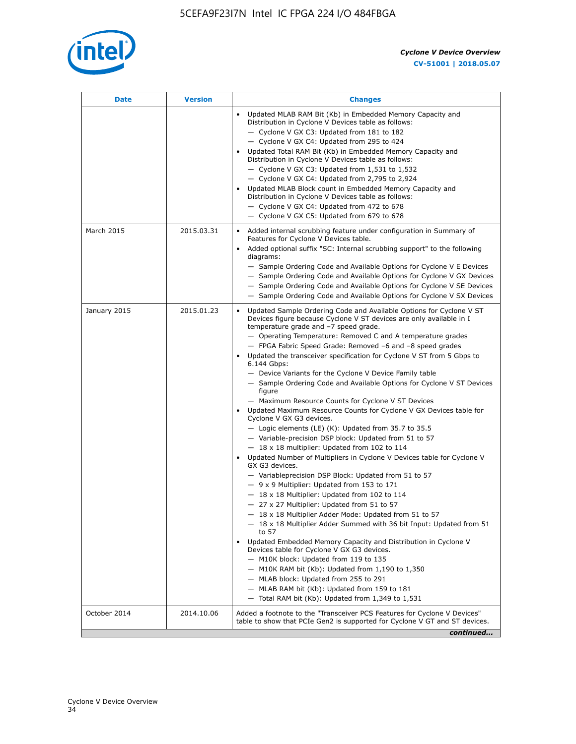| Date | Version | Changes |
| --- | --- | --- |
| | | • Updated MLAB RAM Bit (Kb) in Embedded Memory Capacity and Distribution in Cyclone V Devices table as follows:<br>— Cyclone V GX C3: Updated from 181 to 182<br>— Cyclone V GX C4: Updated from 295 to 424<br>• Updated Total RAM Bit (Kb) in Embedded Memory Capacity and Distribution in Cyclone V Devices table as follows:<br>— Cyclone V GX C3: Updated from 1,531 to 1,532<br>— Cyclone V GX C4: Updated from 2,795 to 2,924<br>• Updated MLAB Block count in Embedded Memory Capacity and Distribution in Cyclone V Devices table as follows:<br>— Cyclone V GX C4: Updated from 472 to 678<br>— Cyclone V GX C5: Updated from 679 to 678 |
| March 2015 | 2015.03.31 | • Added internal scrubbing feature under configuration in Summary of Features for Cyclone V Devices table.<br>• Added optional suffix "SC: Internal scrubbing support" to the following diagrams:<br>— Sample Ordering Code and Available Options for Cyclone V E Devices<br>— Sample Ordering Code and Available Options for Cyclone V GX Devices<br>— Sample Ordering Code and Available Options for Cyclone V SE Devices<br>— Sample Ordering Code and Available Options for Cyclone V SX Devices |
| January 2015 | 2015.01.23 | • Updated Sample Ordering Code and Available Options for Cyclone V ST Devices figure because Cyclone V ST devices are only available in I temperature grade and −7 speed grade.<br>— Operating Temperature: Removed C and A temperature grades<br>— FPGA Fabric Speed Grade: Removed −6 and −8 speed grades<br>• Updated the transceiver specification for Cyclone V ST from 5 Gbps to 6.144 Gbps:<br>— Device Variants for the Cyclone V Device Family table<br>— Sample Ordering Code and Available Options for Cyclone V ST Devices figure<br>— Maximum Resource Counts for Cyclone V ST Devices<br>• Updated Maximum Resource Counts for Cyclone V GX Devices table for Cyclone V GX G3 devices.<br>— Logic elements (LE) (K): Updated from 35.7 to 35.5<br>— Variable-precision DSP block: Updated from 51 to 57<br>— 18 x 18 multiplier: Updated from 102 to 114<br>• Updated Number of Multipliers in Cyclone V Devices table for Cyclone V GX G3 devices.<br>— Variableprecision DSP Block: Updated from 51 to 57<br>— 9 x 9 Multiplier: Updated from 153 to 171<br>— 18 x 18 Multiplier: Updated from 102 to 114<br>— 27 x 27 Multiplier: Updated from 51 to 57<br>— 18 x 18 Multiplier Adder Mode: Updated from 51 to 57<br>— 18 x 18 Multiplier Adder Summed with 36 bit Input: Updated from 51 to 57<br>• Updated Embedded Memory Capacity and Distribution in Cyclone V Devices table for Cyclone V GX G3 devices.<br>— M10K block: Updated from 119 to 135<br>— M10K RAM bit (Kb): Updated from 1,190 to 1,350<br>— MLAB block: Updated from 255 to 291<br>— MLAB RAM bit (Kb): Updated from 159 to 181<br>— Total RAM bit (Kb): Updated from 1,349 to 1,531 |
| October 2014 | 2014.10.06 | Added a footnote to the "Transceiver PCS Features for Cyclone V Devices" table to show that PCIe Gen2 is supported for Cyclone V GT and ST devices. |

*continued...*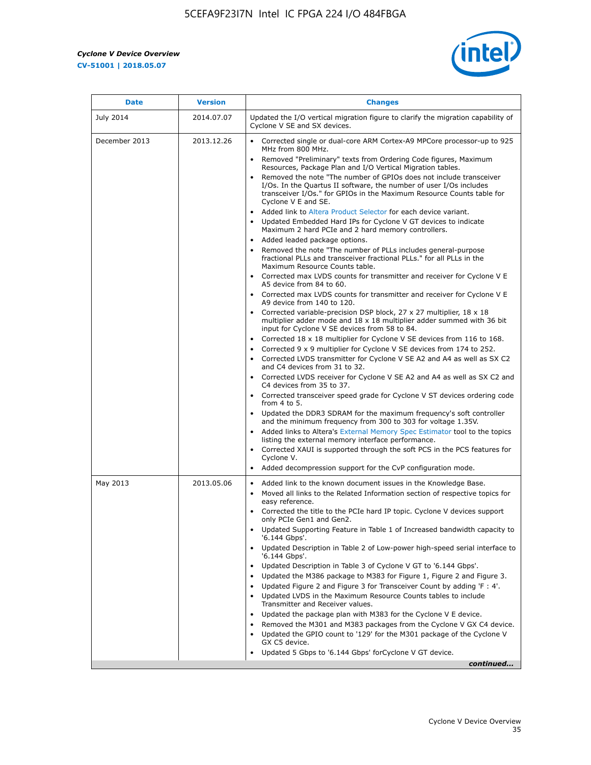| Date | Version | Changes |
| --- | --- | --- |
| July 2014 | 2014.07.07 | Updated the I/O vertical migration figure to clarify the migration capability of Cyclone V SE and SX devices. |
| December 2013 | 2013.12.26 | • Corrected single or dual-core ARM Cortex-A9 MPCore processor-up to 925 MHz from 800 MHz.<br>• Removed "Preliminary" texts from Ordering Code figures, Maximum Resources, Package Plan and I/O Vertical Migration tables.<br>• Removed the note "The number of GPIOs does not include transceiver I/Os. In the Quartus II software, the number of user I/Os includes transceiver I/Os." for GPIOs in the Maximum Resource Counts table for Cyclone V E and SE.<br>• Added link to Altera Product Selector for each device variant.<br>• Updated Embedded Hard IPs for Cyclone V GT devices to indicate Maximum 2 hard PCIe and 2 hard memory controllers.<br>• Added leaded package options.<br>• Removed the note "The number of PLLs includes general-purpose fractional PLLs and transceiver fractional PLLs." for all PLLs in the Maximum Resource Counts table.<br>• Corrected max LVDS counts for transmitter and receiver for Cyclone V E A5 device from 84 to 60.<br>• Corrected max LVDS counts for transmitter and receiver for Cyclone V E A9 device from 140 to 120.<br>• Corrected variable-precision DSP block, 27 x 27 multiplier, 18 x 18 multiplier adder mode and 18 x 18 multiplier adder summed with 36 bit input for Cyclone V SE devices from 58 to 84.<br>• Corrected 18 x 18 multiplier for Cyclone V SE devices from 116 to 168.<br>• Corrected 9 x 9 multiplier for Cyclone V SE devices from 174 to 252.<br>• Corrected LVDS transmitter for Cyclone V SE A2 and A4 as well as SX C2 and C4 devices from 31 to 32.<br>• Corrected LVDS receiver for Cyclone V SE A2 and A4 as well as SX C2 and C4 devices from 35 to 37.<br>• Corrected transceiver speed grade for Cyclone V ST devices ordering code from 4 to 5.<br>• Updated the DDR3 SDRAM for the maximum frequency's soft controller and the minimum frequency from 300 to 303 for voltage 1.35V.<br>• Added links to Altera's External Memory Spec Estimator tool to the topics listing the external memory interface performance.<br>• Corrected XAUI is supported through the soft PCS in the PCS features for Cyclone V.<br>• Added decompression support for the CvP configuration mode. |
| May 2013 | 2013.05.06 | • Added link to the known document issues in the Knowledge Base.<br>• Moved all links to the Related Information section of respective topics for easy reference.<br>• Corrected the title to the PCIe hard IP topic. Cyclone V devices support only PCIe Gen1 and Gen2.<br>• Updated Supporting Feature in Table 1 of Increased bandwidth capacity to '6.144 Gbps'.<br>• Updated Description in Table 2 of Low-power high-speed serial interface to '6.144 Gbps'.<br>• Updated Description in Table 3 of Cyclone V GT to '6.144 Gbps'.<br>• Updated the M386 package to M383 for Figure 1, Figure 2 and Figure 3.<br>• Updated Figure 2 and Figure 3 for Transceiver Count by adding 'F : 4'.<br>• Updated LVDS in the Maximum Resource Counts tables to include Transmitter and Receiver values.<br>• Updated the package plan with M383 for the Cyclone V E device.<br>• Removed the M301 and M383 packages from the Cyclone V GX C4 device.<br>• Updated the GPIO count to '129' for the M301 package of the Cyclone V GX C5 device.<br>• Updated 5 Gbps to '6.144 Gbps' forCyclone V GT device. |

*continued...*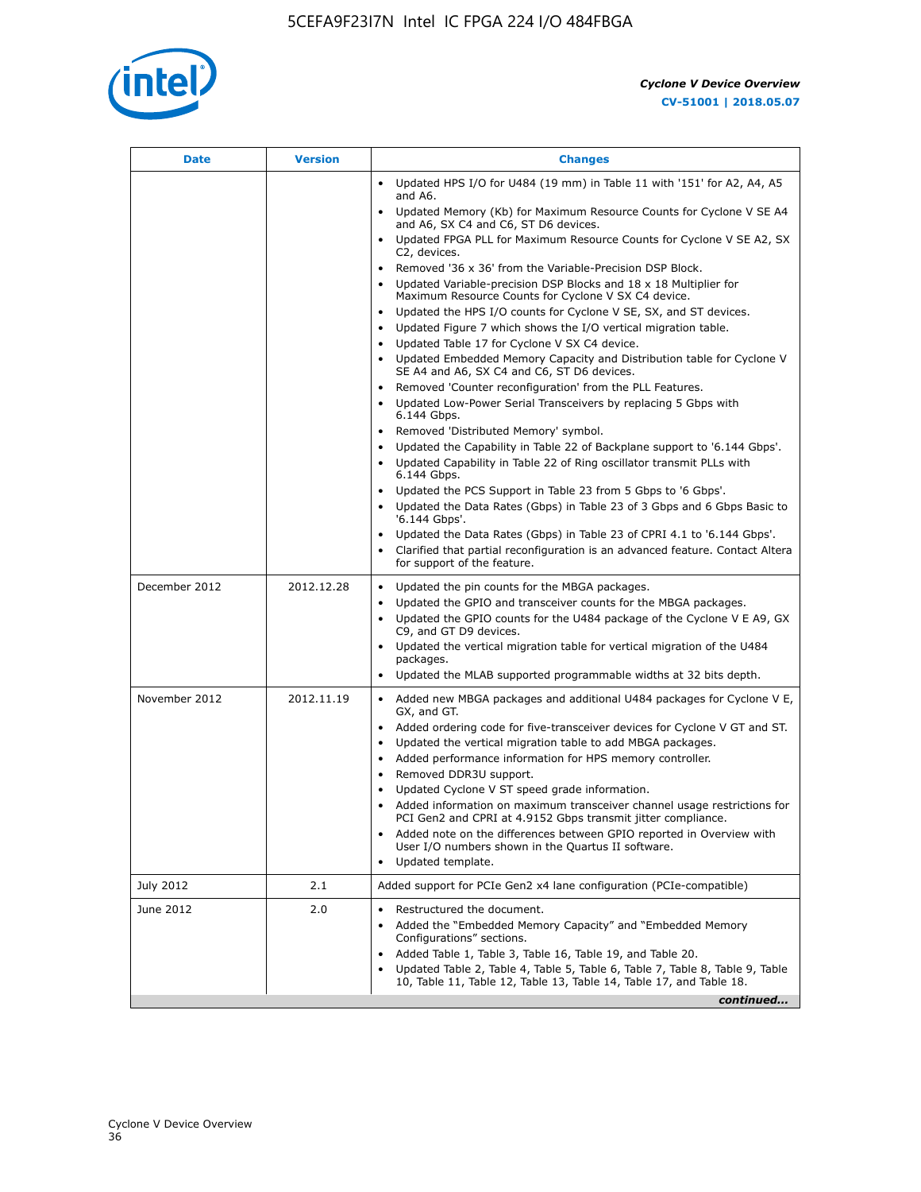| Date | Version | Changes |
| --- | --- | --- |
| | | • Updated HPS I/O for U484 (19 mm) in Table 11 with '151' for A2, A4, A5 and A6.<br>• Updated Memory (Kb) for Maximum Resource Counts for Cyclone V SE A4 and A6, SX C4 and C6, ST D6 devices.<br>• Updated FPGA PLL for Maximum Resource Counts for Cyclone V SE A2, SX C2, devices.<br>• Removed '36 x 36' from the Variable-Precision DSP Block.<br>• Updated Variable-precision DSP Blocks and 18 x 18 Multiplier for Maximum Resource Counts for Cyclone V SX C4 device.<br>• Updated the HPS I/O counts for Cyclone V SE, SX, and ST devices.<br>• Updated Figure 7 which shows the I/O vertical migration table.<br>• Updated Table 17 for Cyclone V SX C4 device.<br>• Updated Embedded Memory Capacity and Distribution table for Cyclone V SE A4 and A6, SX C4 and C6, ST D6 devices.<br>• Removed 'Counter reconfiguration' from the PLL Features.<br>• Updated Low-Power Serial Transceivers by replacing 5 Gbps with 6.144 Gbps.<br>• Removed 'Distributed Memory' symbol.<br>• Updated the Capability in Table 22 of Backplane support to '6.144 Gbps'.<br>• Updated Capability in Table 22 of Ring oscillator transmit PLLs with 6.144 Gbps.<br>• Updated the PCS Support in Table 23 from 5 Gbps to '6 Gbps'.<br>• Updated the Data Rates (Gbps) in Table 23 of 3 Gbps and 6 Gbps Basic to '6.144 Gbps'.<br>• Updated the Data Rates (Gbps) in Table 23 of CPRI 4.1 to '6.144 Gbps'.<br>• Clarified that partial reconfiguration is an advanced feature. Contact Altera for support of the feature. |
| December 2012 | 2012.12.28 | • Updated the pin counts for the MBGA packages.<br>• Updated the GPIO and transceiver counts for the MBGA packages.<br>• Updated the GPIO counts for the U484 package of the Cyclone V E A9, GX C9, and GT D9 devices.<br>• Updated the vertical migration table for vertical migration of the U484 packages.<br>• Updated the MLAB supported programmable widths at 32 bits depth. |
| November 2012 | 2012.11.19 | • Added new MBGA packages and additional U484 packages for Cyclone V E, GX, and GT.<br>• Added ordering code for five-transceiver devices for Cyclone V GT and ST.<br>• Updated the vertical migration table to add MBGA packages.<br>• Added performance information for HPS memory controller.<br>• Removed DDR3U support.<br>• Updated Cyclone V ST speed grade information.<br>• Added information on maximum transceiver channel usage restrictions for PCI Gen2 and CPRI at 4.9152 Gbps transmit jitter compliance.<br>• Added note on the differences between GPIO reported in Overview with User I/O numbers shown in the Quartus II software.<br>• Updated template. |
| July 2012 | 2.1 | Added support for PCIe Gen2 x4 lane configuration (PCIe-compatible) |
| June 2012 | 2.0 | • Restructured the document.<br>• Added the "Embedded Memory Capacity" and "Embedded Memory Configurations" sections.<br>• Added Table 1, Table 3, Table 16, Table 19, and Table 20.<br>• Updated Table 2, Table 4, Table 5, Table 6, Table 7, Table 8, Table 9, Table 10, Table 11, Table 12, Table 13, Table 14, Table 17, and Table 18. |

*continued...*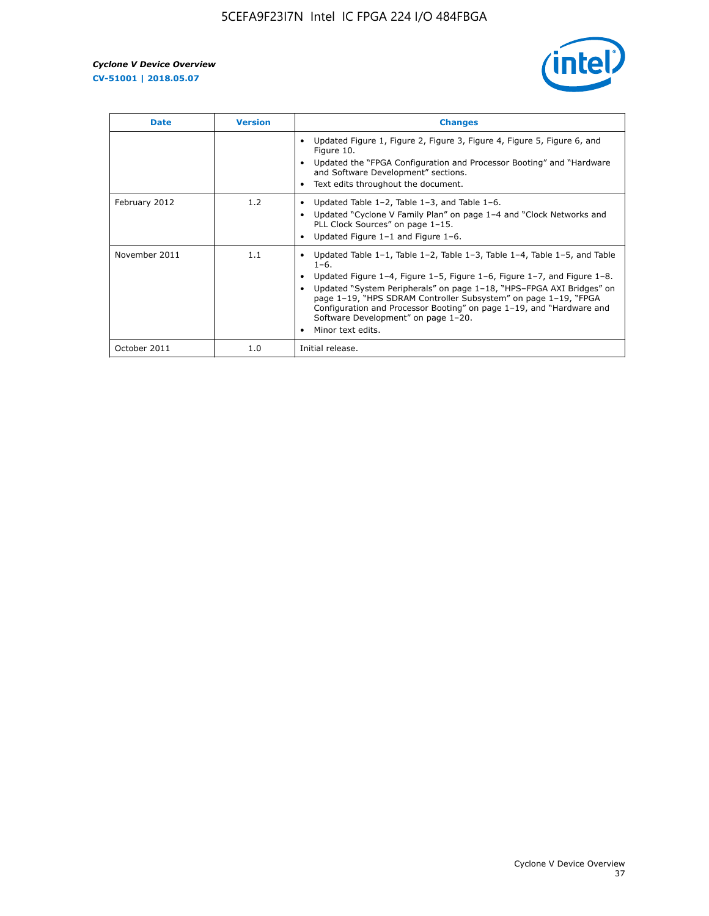| Date | Version | Changes |
| --- | --- | --- |
| | | • Updated Figure 1, Figure 2, Figure 3, Figure 4, Figure 5, Figure 6, and Figure 10.<br>• Updated the "FPGA Configuration and Processor Booting" and "Hardware and Software Development" sections.<br>• Text edits throughout the document. |
| February 2012 | 1.2 | • Updated Table 1–2, Table 1–3, and Table 1–6.<br>• Updated "Cyclone V Family Plan" on page 1–4 and "Clock Networks and PLL Clock Sources" on page 1–15.<br>• Updated Figure 1–1 and Figure 1–6. |
| November 2011 | 1.1 | • Updated Table 1–1, Table 1–2, Table 1–3, Table 1–4, Table 1–5, and Table 1–6.<br>• Updated Figure 1–4, Figure 1–5, Figure 1–6, Figure 1–7, and Figure 1–8.<br>• Updated "System Peripherals" on page 1–18, "HPS–FPGA AXI Bridges" on page 1–19, "HPS SDRAM Controller Subsystem" on page 1–19, "FPGA Configuration and Processor Booting" on page 1–19, and "Hardware and Software Development" on page 1–20.<br>• Minor text edits. |
| October 2011 | 1.0 | Initial release. |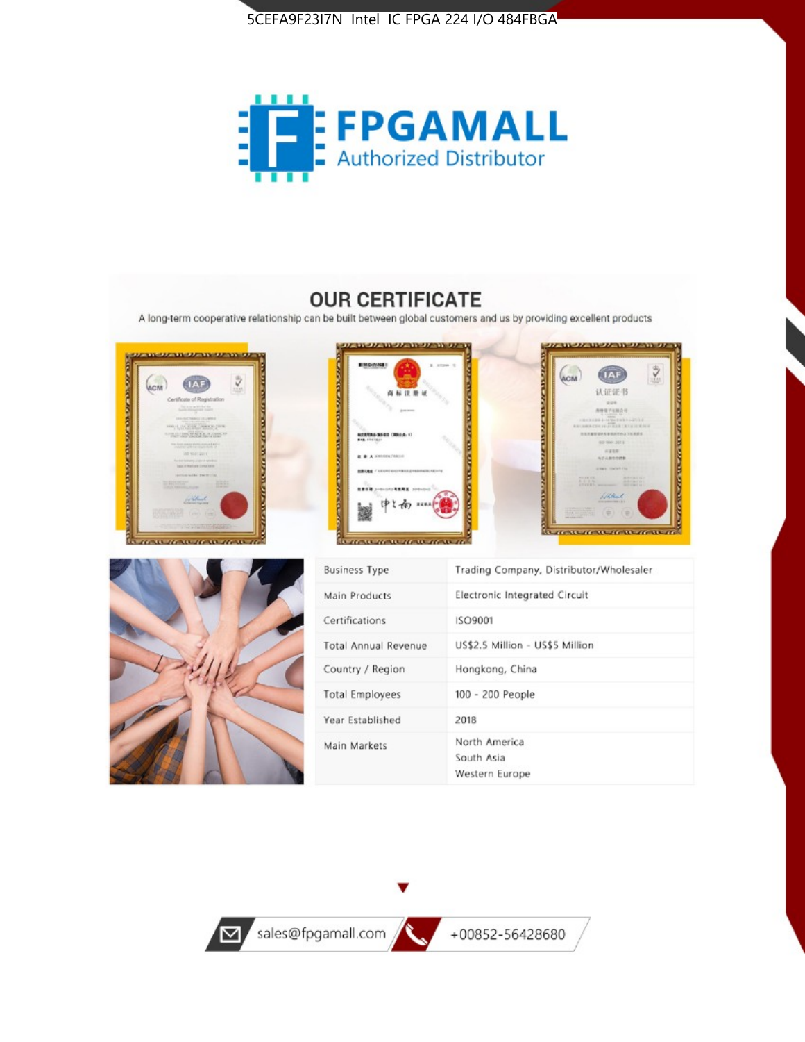FPGAMALL
Authorized Distributor

## OUR CERTIFICATE

A long-term cooperative relationship can be built between global customers and us by providing excellent products

| | |
|---|---|
| Business Type | Trading Company, Distributor/Wholesaler |
| Main Products | Electronic Integrated Circuit |
| Certifications | ISO9001 |
| Total Annual Revenue | US$2.5 Million - US$5 Million |
| Country / Region | Hongkong, China |
| Total Employees | 100 - 200 People |
| Year Established | 2018 |
| Main Markets | North America<br>South Asia<br>Western Europe |

sales@fpgamall.com
+00852-56428680